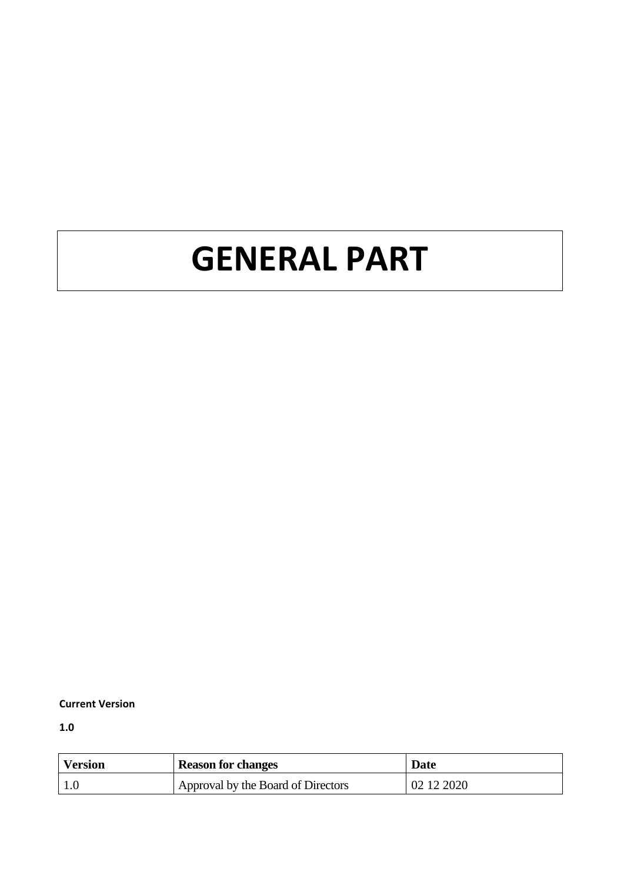# GENERAL PART

**Current Version**

**1.0**

| Version | Reason for changes | Date |
|---|---|---|
| 1.0 | Approval by the Board of Directors | 02 12 2020 |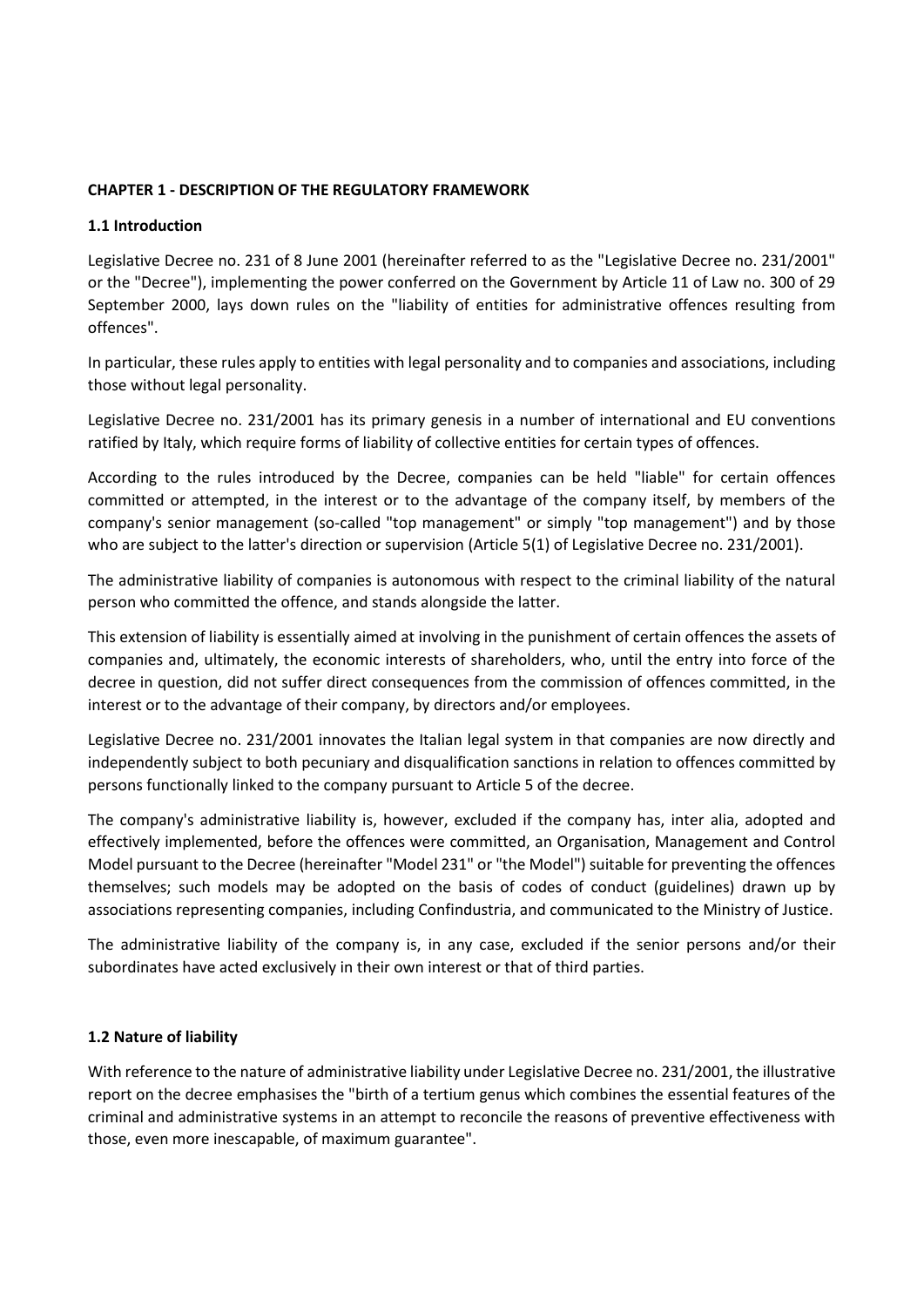## CHAPTER 1 - DESCRIPTION OF THE REGULATORY FRAMEWORK

### 1.1 Introduction

Legislative Decree no. 231 of 8 June 2001 (hereinafter referred to as the "Legislative Decree no. 231/2001" or the "Decree"), implementing the power conferred on the Government by Article 11 of Law no. 300 of 29 September 2000, lays down rules on the "liability of entities for administrative offences resulting from offences".

In particular, these rules apply to entities with legal personality and to companies and associations, including those without legal personality.

Legislative Decree no. 231/2001 has its primary genesis in a number of international and EU conventions ratified by Italy, which require forms of liability of collective entities for certain types of offences.

According to the rules introduced by the Decree, companies can be held "liable" for certain offences committed or attempted, in the interest or to the advantage of the company itself, by members of the company's senior management (so-called "top management" or simply "top management") and by those who are subject to the latter's direction or supervision (Article 5(1) of Legislative Decree no. 231/2001).

The administrative liability of companies is autonomous with respect to the criminal liability of the natural person who committed the offence, and stands alongside the latter.

This extension of liability is essentially aimed at involving in the punishment of certain offences the assets of companies and, ultimately, the economic interests of shareholders, who, until the entry into force of the decree in question, did not suffer direct consequences from the commission of offences committed, in the interest or to the advantage of their company, by directors and/or employees.

Legislative Decree no. 231/2001 innovates the Italian legal system in that companies are now directly and independently subject to both pecuniary and disqualification sanctions in relation to offences committed by persons functionally linked to the company pursuant to Article 5 of the decree.

The company's administrative liability is, however, excluded if the company has, inter alia, adopted and effectively implemented, before the offences were committed, an Organisation, Management and Control Model pursuant to the Decree (hereinafter "Model 231" or "the Model") suitable for preventing the offences themselves; such models may be adopted on the basis of codes of conduct (guidelines) drawn up by associations representing companies, including Confindustria, and communicated to the Ministry of Justice.

The administrative liability of the company is, in any case, excluded if the senior persons and/or their subordinates have acted exclusively in their own interest or that of third parties.

### 1.2 Nature of liability

With reference to the nature of administrative liability under Legislative Decree no. 231/2001, the illustrative report on the decree emphasises the "birth of a tertium genus which combines the essential features of the criminal and administrative systems in an attempt to reconcile the reasons of preventive effectiveness with those, even more inescapable, of maximum guarantee".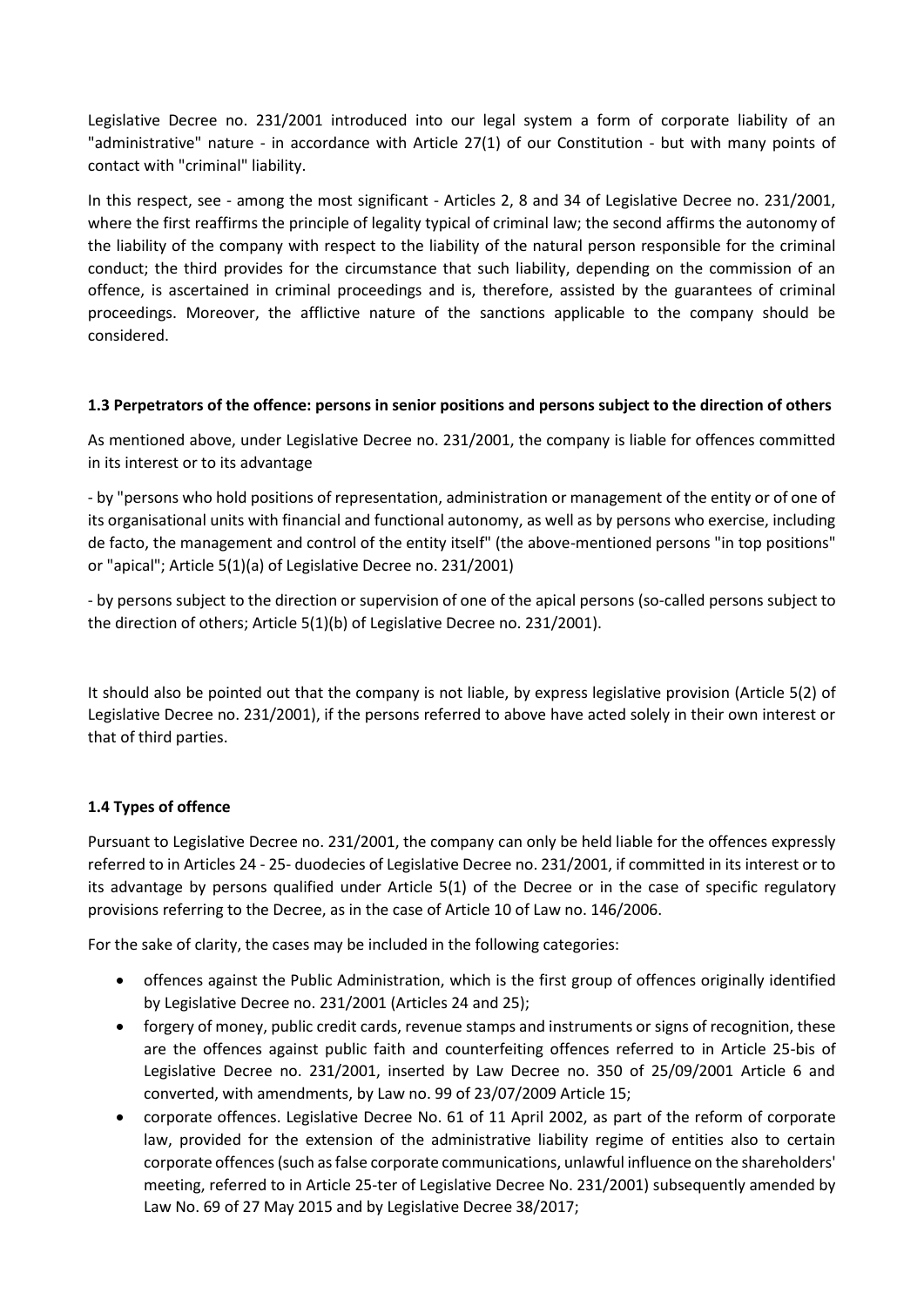Legislative Decree no. 231/2001 introduced into our legal system a form of corporate liability of an "administrative" nature - in accordance with Article 27(1) of our Constitution - but with many points of contact with "criminal" liability.

In this respect, see - among the most significant - Articles 2, 8 and 34 of Legislative Decree no. 231/2001, where the first reaffirms the principle of legality typical of criminal law; the second affirms the autonomy of the liability of the company with respect to the liability of the natural person responsible for the criminal conduct; the third provides for the circumstance that such liability, depending on the commission of an offence, is ascertained in criminal proceedings and is, therefore, assisted by the guarantees of criminal proceedings. Moreover, the afflictive nature of the sanctions applicable to the company should be considered.

### 1.3 Perpetrators of the offence: persons in senior positions and persons subject to the direction of others

As mentioned above, under Legislative Decree no. 231/2001, the company is liable for offences committed in its interest or to its advantage

- by "persons who hold positions of representation, administration or management of the entity or of one of its organisational units with financial and functional autonomy, as well as by persons who exercise, including de facto, the management and control of the entity itself" (the above-mentioned persons "in top positions" or "apical"; Article 5(1)(a) of Legislative Decree no. 231/2001)

- by persons subject to the direction or supervision of one of the apical persons (so-called persons subject to the direction of others; Article 5(1)(b) of Legislative Decree no. 231/2001).

It should also be pointed out that the company is not liable, by express legislative provision (Article 5(2) of Legislative Decree no. 231/2001), if the persons referred to above have acted solely in their own interest or that of third parties.

### 1.4 Types of offence

Pursuant to Legislative Decree no. 231/2001, the company can only be held liable for the offences expressly referred to in Articles 24 - 25- duodecies of Legislative Decree no. 231/2001, if committed in its interest or to its advantage by persons qualified under Article 5(1) of the Decree or in the case of specific regulatory provisions referring to the Decree, as in the case of Article 10 of Law no. 146/2006.

For the sake of clarity, the cases may be included in the following categories:

- offences against the Public Administration, which is the first group of offences originally identified by Legislative Decree no. 231/2001 (Articles 24 and 25);
- forgery of money, public credit cards, revenue stamps and instruments or signs of recognition, these are the offences against public faith and counterfeiting offences referred to in Article 25-bis of Legislative Decree no. 231/2001, inserted by Law Decree no. 350 of 25/09/2001 Article 6 and converted, with amendments, by Law no. 99 of 23/07/2009 Article 15;
- corporate offences. Legislative Decree No. 61 of 11 April 2002, as part of the reform of corporate law, provided for the extension of the administrative liability regime of entities also to certain corporate offences (such as false corporate communications, unlawful influence on the shareholders' meeting, referred to in Article 25-ter of Legislative Decree No. 231/2001) subsequently amended by Law No. 69 of 27 May 2015 and by Legislative Decree 38/2017;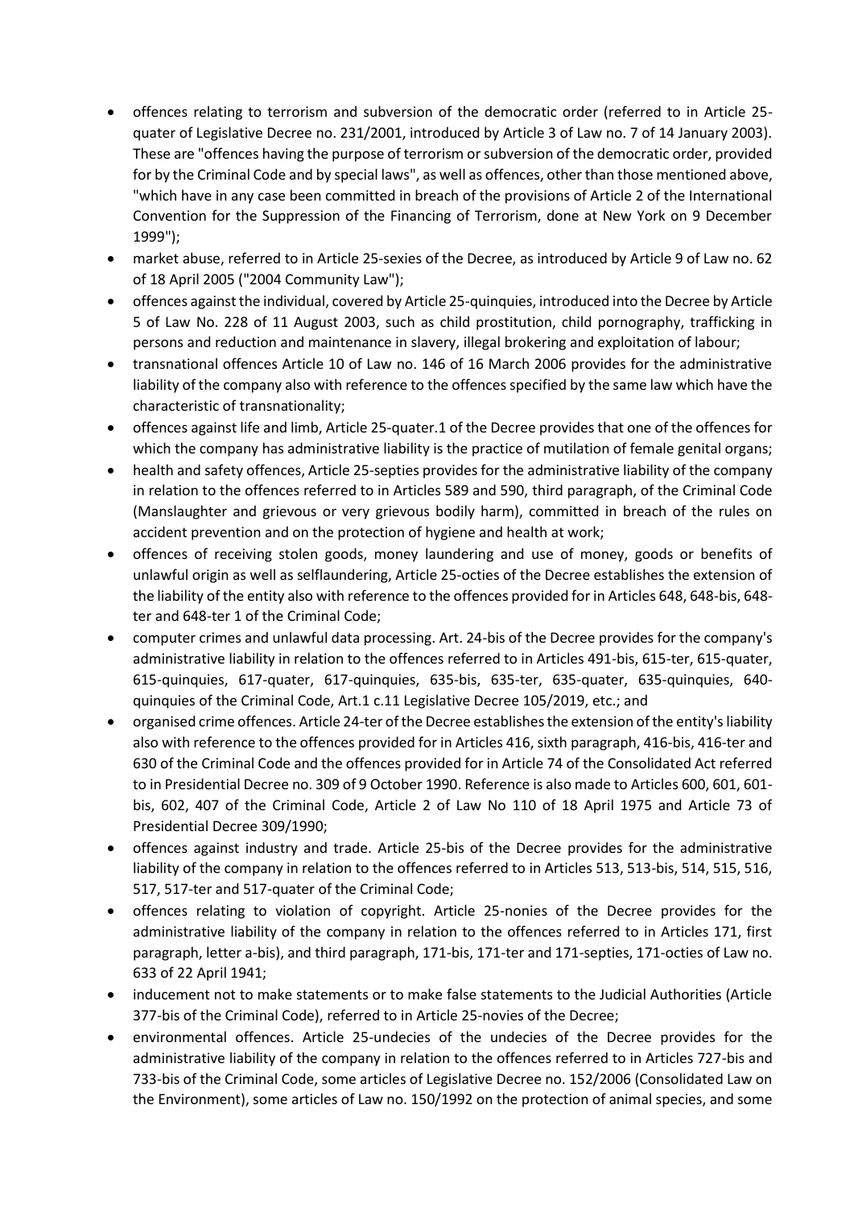- offences relating to terrorism and subversion of the democratic order (referred to in Article 25-quater of Legislative Decree no. 231/2001, introduced by Article 3 of Law no. 7 of 14 January 2003). These are "offences having the purpose of terrorism or subversion of the democratic order, provided for by the Criminal Code and by special laws", as well as offences, other than those mentioned above, "which have in any case been committed in breach of the provisions of Article 2 of the International Convention for the Suppression of the Financing of Terrorism, done at New York on 9 December 1999");
- market abuse, referred to in Article 25-sexies of the Decree, as introduced by Article 9 of Law no. 62 of 18 April 2005 ("2004 Community Law");
- offences against the individual, covered by Article 25-quinquies, introduced into the Decree by Article 5 of Law No. 228 of 11 August 2003, such as child prostitution, child pornography, trafficking in persons and reduction and maintenance in slavery, illegal brokering and exploitation of labour;
- transnational offences Article 10 of Law no. 146 of 16 March 2006 provides for the administrative liability of the company also with reference to the offences specified by the same law which have the characteristic of transnationality;
- offences against life and limb, Article 25-quater.1 of the Decree provides that one of the offences for which the company has administrative liability is the practice of mutilation of female genital organs;
- health and safety offences, Article 25-septies provides for the administrative liability of the company in relation to the offences referred to in Articles 589 and 590, third paragraph, of the Criminal Code (Manslaughter and grievous or very grievous bodily harm), committed in breach of the rules on accident prevention and on the protection of hygiene and health at work;
- offences of receiving stolen goods, money laundering and use of money, goods or benefits of unlawful origin as well as selflaundering, Article 25-octies of the Decree establishes the extension of the liability of the entity also with reference to the offences provided for in Articles 648, 648-bis, 648-ter and 648-ter 1 of the Criminal Code;
- computer crimes and unlawful data processing. Art. 24-bis of the Decree provides for the company's administrative liability in relation to the offences referred to in Articles 491-bis, 615-ter, 615-quater, 615-quinquies, 617-quater, 617-quinquies, 635-bis, 635-ter, 635-quater, 635-quinquies, 640-quinquies of the Criminal Code, Art.1 c.11 Legislative Decree 105/2019, etc.; and
- organised crime offences. Article 24-ter of the Decree establishes the extension of the entity's liability also with reference to the offences provided for in Articles 416, sixth paragraph, 416-bis, 416-ter and 630 of the Criminal Code and the offences provided for in Article 74 of the Consolidated Act referred to in Presidential Decree no. 309 of 9 October 1990. Reference is also made to Articles 600, 601, 601-bis, 602, 407 of the Criminal Code, Article 2 of Law No 110 of 18 April 1975 and Article 73 of Presidential Decree 309/1990;
- offences against industry and trade. Article 25-bis of the Decree provides for the administrative liability of the company in relation to the offences referred to in Articles 513, 513-bis, 514, 515, 516, 517, 517-ter and 517-quater of the Criminal Code;
- offences relating to violation of copyright. Article 25-nonies of the Decree provides for the administrative liability of the company in relation to the offences referred to in Articles 171, first paragraph, letter a-bis), and third paragraph, 171-bis, 171-ter and 171-septies, 171-octies of Law no. 633 of 22 April 1941;
- inducement not to make statements or to make false statements to the Judicial Authorities (Article 377-bis of the Criminal Code), referred to in Article 25-novies of the Decree;
- environmental offences. Article 25-undecies of the undecies of the Decree provides for the administrative liability of the company in relation to the offences referred to in Articles 727-bis and 733-bis of the Criminal Code, some articles of Legislative Decree no. 152/2006 (Consolidated Law on the Environment), some articles of Law no. 150/1992 on the protection of animal species, and some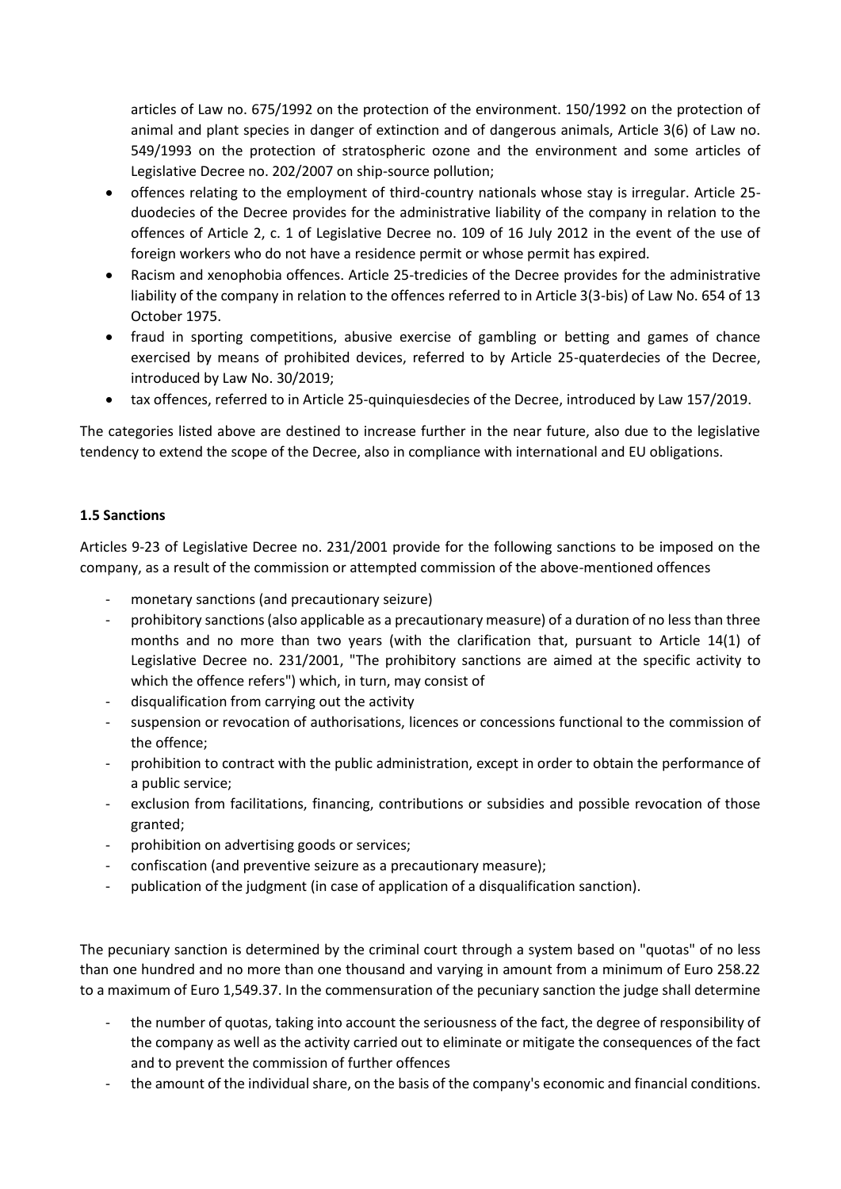articles of Law no. 675/1992 on the protection of the environment. 150/1992 on the protection of animal and plant species in danger of extinction and of dangerous animals, Article 3(6) of Law no. 549/1993 on the protection of stratospheric ozone and the environment and some articles of Legislative Decree no. 202/2007 on ship-source pollution;

- offences relating to the employment of third-country nationals whose stay is irregular. Article 25-duodecies of the Decree provides for the administrative liability of the company in relation to the offences of Article 2, c. 1 of Legislative Decree no. 109 of 16 July 2012 in the event of the use of foreign workers who do not have a residence permit or whose permit has expired.
- Racism and xenophobia offences. Article 25-tredicies of the Decree provides for the administrative liability of the company in relation to the offences referred to in Article 3(3-bis) of Law No. 654 of 13 October 1975.
- fraud in sporting competitions, abusive exercise of gambling or betting and games of chance exercised by means of prohibited devices, referred to by Article 25-quaterdecies of the Decree, introduced by Law No. 30/2019;
- tax offences, referred to in Article 25-quinquiesdecies of the Decree, introduced by Law 157/2019.

The categories listed above are destined to increase further in the near future, also due to the legislative tendency to extend the scope of the Decree, also in compliance with international and EU obligations.

**1.5 Sanctions**

Articles 9-23 of Legislative Decree no. 231/2001 provide for the following sanctions to be imposed on the company, as a result of the commission or attempted commission of the above-mentioned offences

- monetary sanctions (and precautionary seizure)
- prohibitory sanctions (also applicable as a precautionary measure) of a duration of no less than three months and no more than two years (with the clarification that, pursuant to Article 14(1) of Legislative Decree no. 231/2001, "The prohibitory sanctions are aimed at the specific activity to which the offence refers") which, in turn, may consist of
- disqualification from carrying out the activity
- suspension or revocation of authorisations, licences or concessions functional to the commission of the offence;
- prohibition to contract with the public administration, except in order to obtain the performance of a public service;
- exclusion from facilitations, financing, contributions or subsidies and possible revocation of those granted;
- prohibition on advertising goods or services;
- confiscation (and preventive seizure as a precautionary measure);
- publication of the judgment (in case of application of a disqualification sanction).

The pecuniary sanction is determined by the criminal court through a system based on "quotas" of no less than one hundred and no more than one thousand and varying in amount from a minimum of Euro 258.22 to a maximum of Euro 1,549.37. In the commensuration of the pecuniary sanction the judge shall determine

- the number of quotas, taking into account the seriousness of the fact, the degree of responsibility of the company as well as the activity carried out to eliminate or mitigate the consequences of the fact and to prevent the commission of further offences
- the amount of the individual share, on the basis of the company's economic and financial conditions.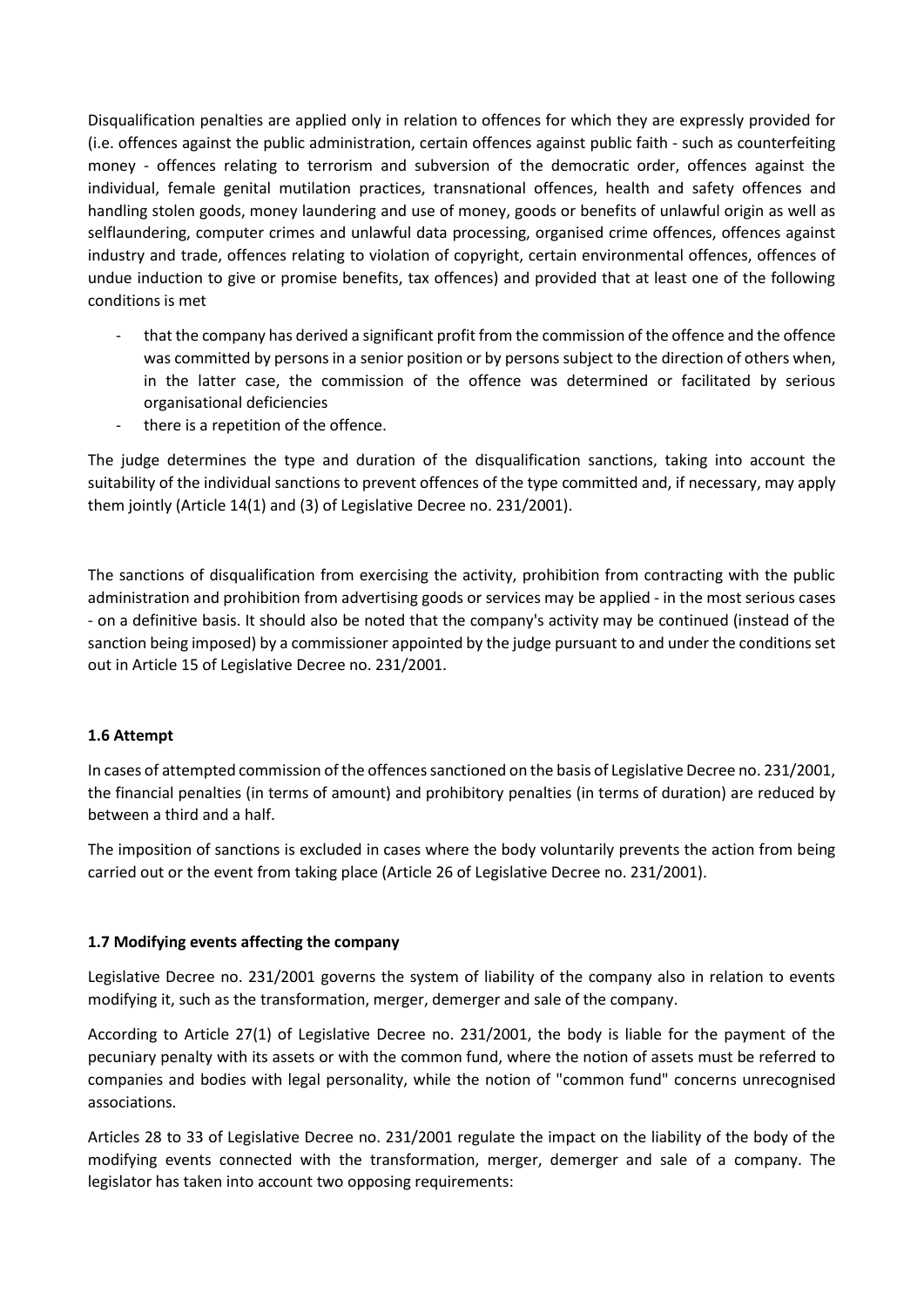Disqualification penalties are applied only in relation to offences for which they are expressly provided for (i.e. offences against the public administration, certain offences against public faith - such as counterfeiting money - offences relating to terrorism and subversion of the democratic order, offences against the individual, female genital mutilation practices, transnational offences, health and safety offences and handling stolen goods, money laundering and use of money, goods or benefits of unlawful origin as well as selflaundering, computer crimes and unlawful data processing, organised crime offences, offences against industry and trade, offences relating to violation of copyright, certain environmental offences, offences of undue induction to give or promise benefits, tax offences) and provided that at least one of the following conditions is met

- that the company has derived a significant profit from the commission of the offence and the offence was committed by persons in a senior position or by persons subject to the direction of others when, in the latter case, the commission of the offence was determined or facilitated by serious organisational deficiencies
- there is a repetition of the offence.

The judge determines the type and duration of the disqualification sanctions, taking into account the suitability of the individual sanctions to prevent offences of the type committed and, if necessary, may apply them jointly (Article 14(1) and (3) of Legislative Decree no. 231/2001).

The sanctions of disqualification from exercising the activity, prohibition from contracting with the public administration and prohibition from advertising goods or services may be applied - in the most serious cases - on a definitive basis. It should also be noted that the company's activity may be continued (instead of the sanction being imposed) by a commissioner appointed by the judge pursuant to and under the conditions set out in Article 15 of Legislative Decree no. 231/2001.

### 1.6 Attempt

In cases of attempted commission of the offences sanctioned on the basis of Legislative Decree no. 231/2001, the financial penalties (in terms of amount) and prohibitory penalties (in terms of duration) are reduced by between a third and a half.

The imposition of sanctions is excluded in cases where the body voluntarily prevents the action from being carried out or the event from taking place (Article 26 of Legislative Decree no. 231/2001).

### 1.7 Modifying events affecting the company

Legislative Decree no. 231/2001 governs the system of liability of the company also in relation to events modifying it, such as the transformation, merger, demerger and sale of the company.

According to Article 27(1) of Legislative Decree no. 231/2001, the body is liable for the payment of the pecuniary penalty with its assets or with the common fund, where the notion of assets must be referred to companies and bodies with legal personality, while the notion of "common fund" concerns unrecognised associations.

Articles 28 to 33 of Legislative Decree no. 231/2001 regulate the impact on the liability of the body of the modifying events connected with the transformation, merger, demerger and sale of a company. The legislator has taken into account two opposing requirements: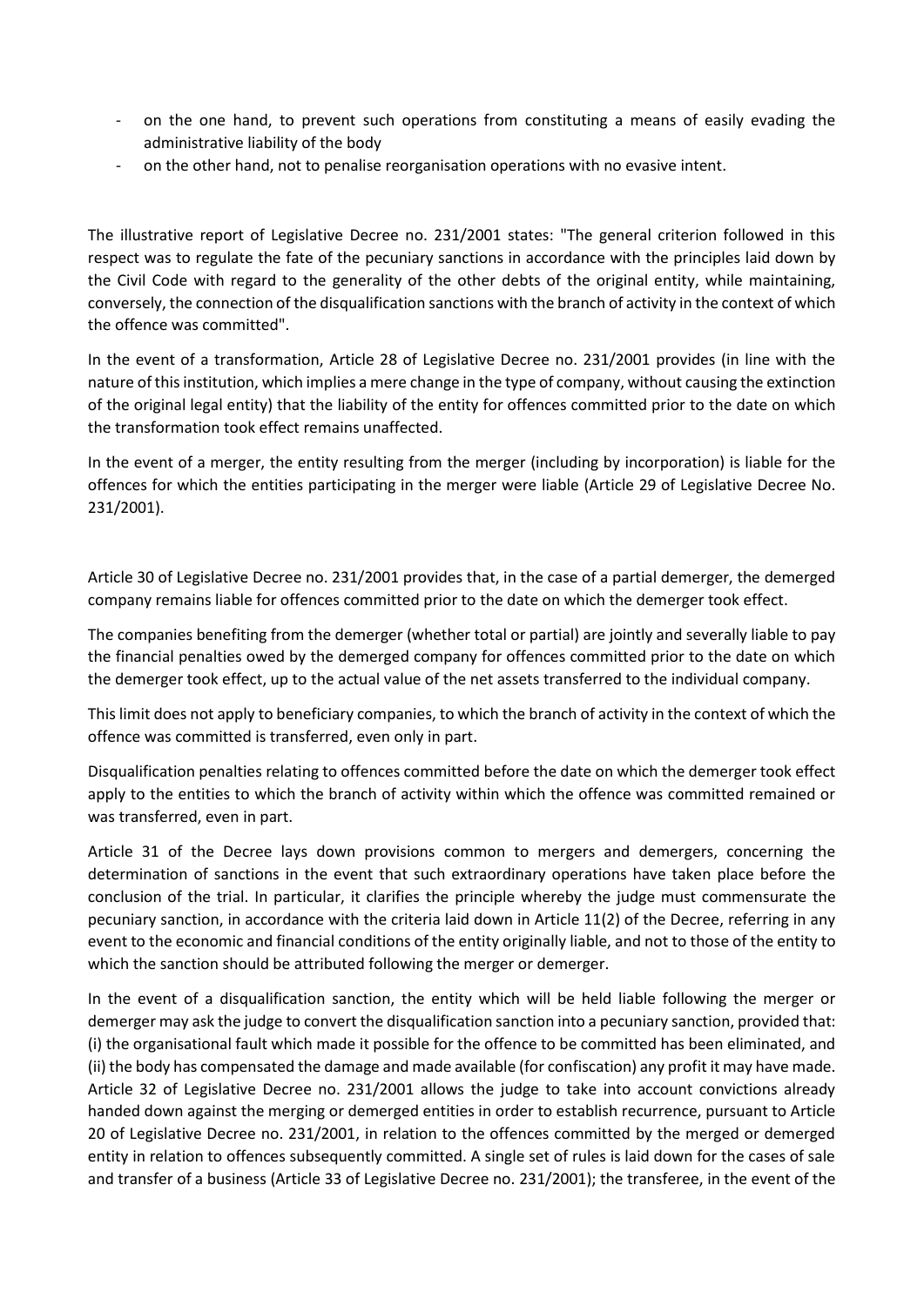- on the one hand, to prevent such operations from constituting a means of easily evading the administrative liability of the body
- on the other hand, not to penalise reorganisation operations with no evasive intent.

The illustrative report of Legislative Decree no. 231/2001 states: "The general criterion followed in this respect was to regulate the fate of the pecuniary sanctions in accordance with the principles laid down by the Civil Code with regard to the generality of the other debts of the original entity, while maintaining, conversely, the connection of the disqualification sanctions with the branch of activity in the context of which the offence was committed".

In the event of a transformation, Article 28 of Legislative Decree no. 231/2001 provides (in line with the nature of this institution, which implies a mere change in the type of company, without causing the extinction of the original legal entity) that the liability of the entity for offences committed prior to the date on which the transformation took effect remains unaffected.

In the event of a merger, the entity resulting from the merger (including by incorporation) is liable for the offences for which the entities participating in the merger were liable (Article 29 of Legislative Decree No. 231/2001).

Article 30 of Legislative Decree no. 231/2001 provides that, in the case of a partial demerger, the demerged company remains liable for offences committed prior to the date on which the demerger took effect.

The companies benefiting from the demerger (whether total or partial) are jointly and severally liable to pay the financial penalties owed by the demerged company for offences committed prior to the date on which the demerger took effect, up to the actual value of the net assets transferred to the individual company.

This limit does not apply to beneficiary companies, to which the branch of activity in the context of which the offence was committed is transferred, even only in part.

Disqualification penalties relating to offences committed before the date on which the demerger took effect apply to the entities to which the branch of activity within which the offence was committed remained or was transferred, even in part.

Article 31 of the Decree lays down provisions common to mergers and demergers, concerning the determination of sanctions in the event that such extraordinary operations have taken place before the conclusion of the trial. In particular, it clarifies the principle whereby the judge must commensurate the pecuniary sanction, in accordance with the criteria laid down in Article 11(2) of the Decree, referring in any event to the economic and financial conditions of the entity originally liable, and not to those of the entity to which the sanction should be attributed following the merger or demerger.

In the event of a disqualification sanction, the entity which will be held liable following the merger or demerger may ask the judge to convert the disqualification sanction into a pecuniary sanction, provided that: (i) the organisational fault which made it possible for the offence to be committed has been eliminated, and (ii) the body has compensated the damage and made available (for confiscation) any profit it may have made. Article 32 of Legislative Decree no. 231/2001 allows the judge to take into account convictions already handed down against the merging or demerged entities in order to establish recurrence, pursuant to Article 20 of Legislative Decree no. 231/2001, in relation to the offences committed by the merged or demerged entity in relation to offences subsequently committed. A single set of rules is laid down for the cases of sale and transfer of a business (Article 33 of Legislative Decree no. 231/2001); the transferee, in the event of the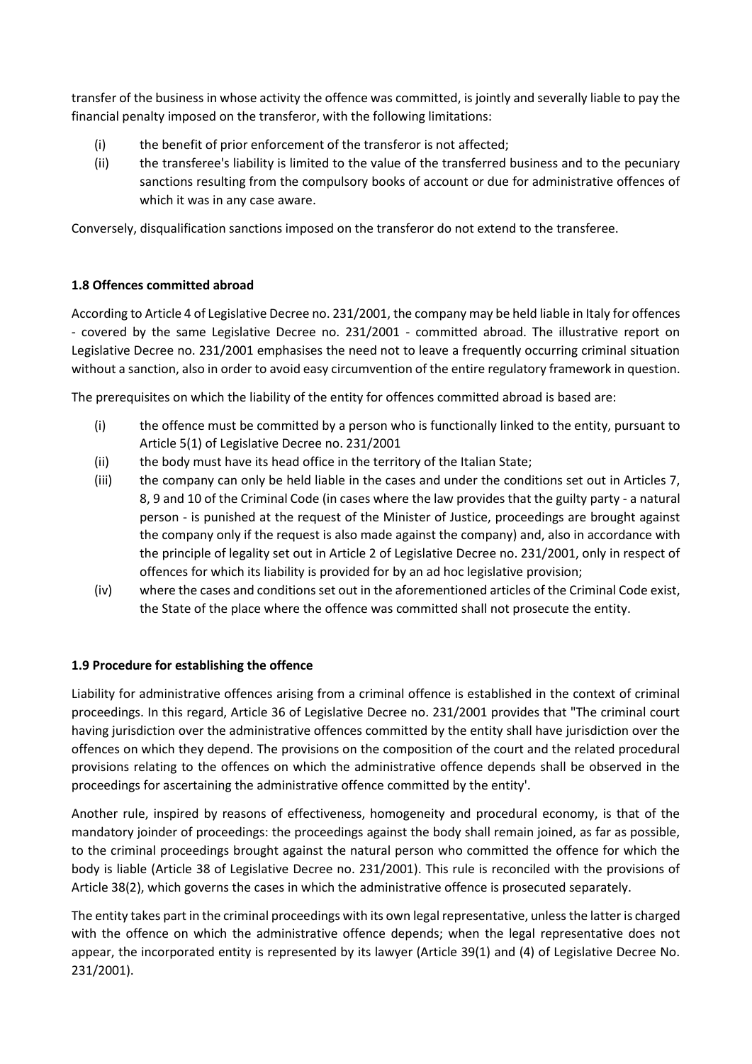transfer of the business in whose activity the offence was committed, is jointly and severally liable to pay the financial penalty imposed on the transferor, with the following limitations:

(i) the benefit of prior enforcement of the transferor is not affected;

(ii) the transferee's liability is limited to the value of the transferred business and to the pecuniary sanctions resulting from the compulsory books of account or due for administrative offences of which it was in any case aware.

Conversely, disqualification sanctions imposed on the transferor do not extend to the transferee.

**1.8 Offences committed abroad**

According to Article 4 of Legislative Decree no. 231/2001, the company may be held liable in Italy for offences - covered by the same Legislative Decree no. 231/2001 - committed abroad. The illustrative report on Legislative Decree no. 231/2001 emphasises the need not to leave a frequently occurring criminal situation without a sanction, also in order to avoid easy circumvention of the entire regulatory framework in question.

The prerequisites on which the liability of the entity for offences committed abroad is based are:

(i) the offence must be committed by a person who is functionally linked to the entity, pursuant to Article 5(1) of Legislative Decree no. 231/2001

(ii) the body must have its head office in the territory of the Italian State;

(iii) the company can only be held liable in the cases and under the conditions set out in Articles 7, 8, 9 and 10 of the Criminal Code (in cases where the law provides that the guilty party - a natural person - is punished at the request of the Minister of Justice, proceedings are brought against the company only if the request is also made against the company) and, also in accordance with the principle of legality set out in Article 2 of Legislative Decree no. 231/2001, only in respect of offences for which its liability is provided for by an ad hoc legislative provision;

(iv) where the cases and conditions set out in the aforementioned articles of the Criminal Code exist, the State of the place where the offence was committed shall not prosecute the entity.

**1.9 Procedure for establishing the offence**

Liability for administrative offences arising from a criminal offence is established in the context of criminal proceedings. In this regard, Article 36 of Legislative Decree no. 231/2001 provides that "The criminal court having jurisdiction over the administrative offences committed by the entity shall have jurisdiction over the offences on which they depend. The provisions on the composition of the court and the related procedural provisions relating to the offences on which the administrative offence depends shall be observed in the proceedings for ascertaining the administrative offence committed by the entity'.

Another rule, inspired by reasons of effectiveness, homogeneity and procedural economy, is that of the mandatory joinder of proceedings: the proceedings against the body shall remain joined, as far as possible, to the criminal proceedings brought against the natural person who committed the offence for which the body is liable (Article 38 of Legislative Decree no. 231/2001). This rule is reconciled with the provisions of Article 38(2), which governs the cases in which the administrative offence is prosecuted separately.

The entity takes part in the criminal proceedings with its own legal representative, unless the latter is charged with the offence on which the administrative offence depends; when the legal representative does not appear, the incorporated entity is represented by its lawyer (Article 39(1) and (4) of Legislative Decree No. 231/2001).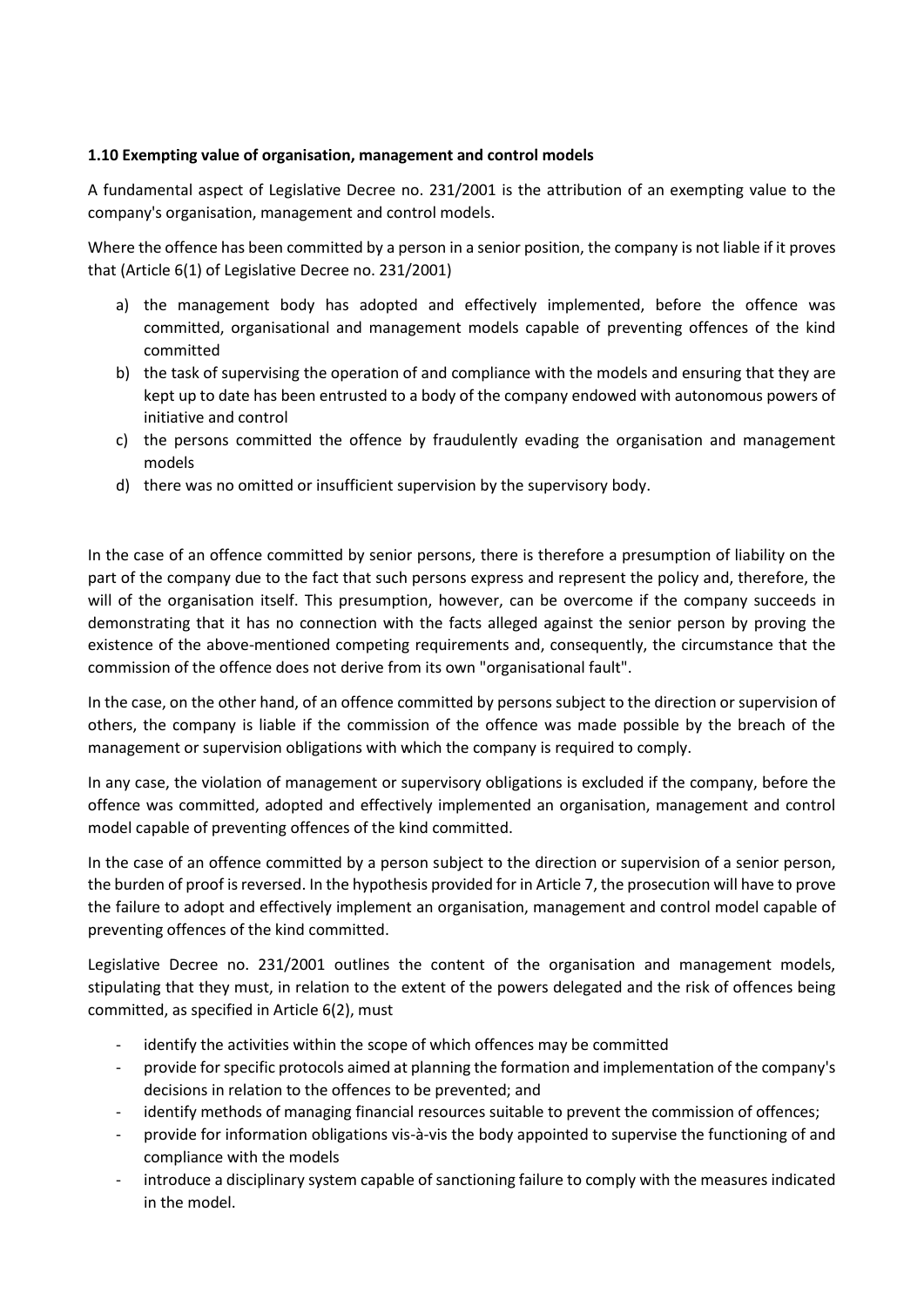### 1.10 Exempting value of organisation, management and control models

A fundamental aspect of Legislative Decree no. 231/2001 is the attribution of an exempting value to the company's organisation, management and control models.

Where the offence has been committed by a person in a senior position, the company is not liable if it proves that (Article 6(1) of Legislative Decree no. 231/2001)

a) the management body has adopted and effectively implemented, before the offence was committed, organisational and management models capable of preventing offences of the kind committed
b) the task of supervising the operation of and compliance with the models and ensuring that they are kept up to date has been entrusted to a body of the company endowed with autonomous powers of initiative and control
c) the persons committed the offence by fraudulently evading the organisation and management models
d) there was no omitted or insufficient supervision by the supervisory body.

In the case of an offence committed by senior persons, there is therefore a presumption of liability on the part of the company due to the fact that such persons express and represent the policy and, therefore, the will of the organisation itself. This presumption, however, can be overcome if the company succeeds in demonstrating that it has no connection with the facts alleged against the senior person by proving the existence of the above-mentioned competing requirements and, consequently, the circumstance that the commission of the offence does not derive from its own "organisational fault".

In the case, on the other hand, of an offence committed by persons subject to the direction or supervision of others, the company is liable if the commission of the offence was made possible by the breach of the management or supervision obligations with which the company is required to comply.

In any case, the violation of management or supervisory obligations is excluded if the company, before the offence was committed, adopted and effectively implemented an organisation, management and control model capable of preventing offences of the kind committed.

In the case of an offence committed by a person subject to the direction or supervision of a senior person, the burden of proof is reversed. In the hypothesis provided for in Article 7, the prosecution will have to prove the failure to adopt and effectively implement an organisation, management and control model capable of preventing offences of the kind committed.

Legislative Decree no. 231/2001 outlines the content of the organisation and management models, stipulating that they must, in relation to the extent of the powers delegated and the risk of offences being committed, as specified in Article 6(2), must

- identify the activities within the scope of which offences may be committed
- provide for specific protocols aimed at planning the formation and implementation of the company's decisions in relation to the offences to be prevented; and
- identify methods of managing financial resources suitable to prevent the commission of offences;
- provide for information obligations vis-à-vis the body appointed to supervise the functioning of and compliance with the models
- introduce a disciplinary system capable of sanctioning failure to comply with the measures indicated in the model.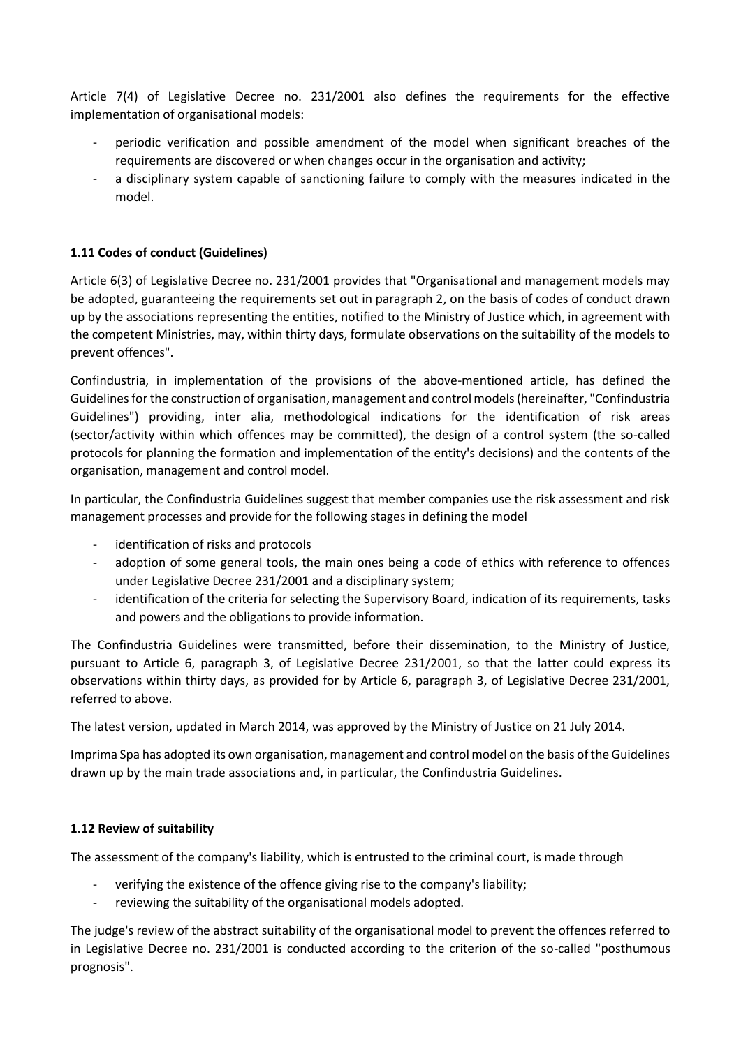Article 7(4) of Legislative Decree no. 231/2001 also defines the requirements for the effective implementation of organisational models:

- periodic verification and possible amendment of the model when significant breaches of the requirements are discovered or when changes occur in the organisation and activity;
- a disciplinary system capable of sanctioning failure to comply with the measures indicated in the model.

### 1.11 Codes of conduct (Guidelines)

Article 6(3) of Legislative Decree no. 231/2001 provides that "Organisational and management models may be adopted, guaranteeing the requirements set out in paragraph 2, on the basis of codes of conduct drawn up by the associations representing the entities, notified to the Ministry of Justice which, in agreement with the competent Ministries, may, within thirty days, formulate observations on the suitability of the models to prevent offences".

Confindustria, in implementation of the provisions of the above-mentioned article, has defined the Guidelines for the construction of organisation, management and control models (hereinafter, "Confindustria Guidelines") providing, inter alia, methodological indications for the identification of risk areas (sector/activity within which offences may be committed), the design of a control system (the so-called protocols for planning the formation and implementation of the entity's decisions) and the contents of the organisation, management and control model.

In particular, the Confindustria Guidelines suggest that member companies use the risk assessment and risk management processes and provide for the following stages in defining the model

- identification of risks and protocols
- adoption of some general tools, the main ones being a code of ethics with reference to offences under Legislative Decree 231/2001 and a disciplinary system;
- identification of the criteria for selecting the Supervisory Board, indication of its requirements, tasks and powers and the obligations to provide information.

The Confindustria Guidelines were transmitted, before their dissemination, to the Ministry of Justice, pursuant to Article 6, paragraph 3, of Legislative Decree 231/2001, so that the latter could express its observations within thirty days, as provided for by Article 6, paragraph 3, of Legislative Decree 231/2001, referred to above.

The latest version, updated in March 2014, was approved by the Ministry of Justice on 21 July 2014.

Imprima Spa has adopted its own organisation, management and control model on the basis of the Guidelines drawn up by the main trade associations and, in particular, the Confindustria Guidelines.

### 1.12 Review of suitability

The assessment of the company's liability, which is entrusted to the criminal court, is made through

- verifying the existence of the offence giving rise to the company's liability;
- reviewing the suitability of the organisational models adopted.

The judge's review of the abstract suitability of the organisational model to prevent the offences referred to in Legislative Decree no. 231/2001 is conducted according to the criterion of the so-called "posthumous prognosis".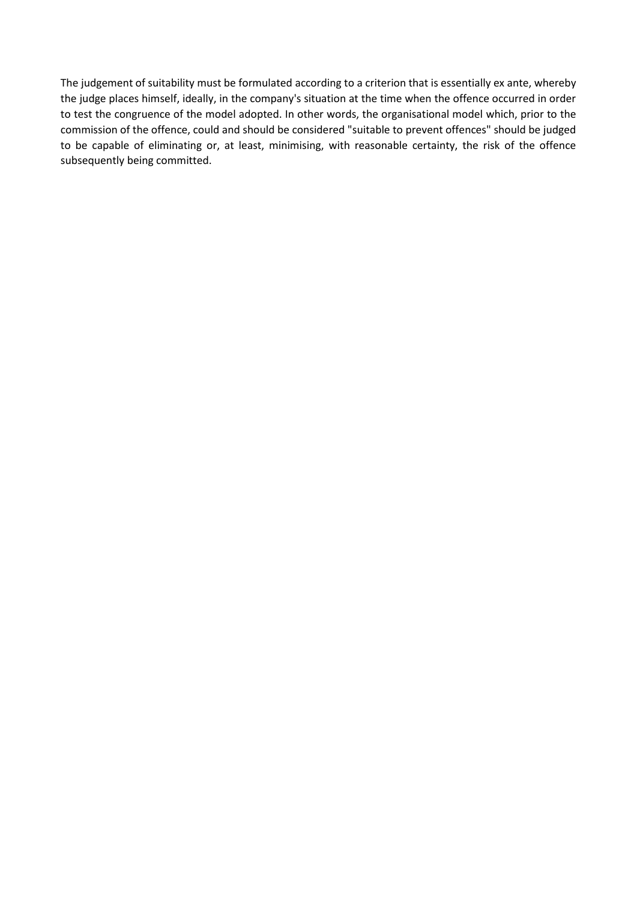The judgement of suitability must be formulated according to a criterion that is essentially ex ante, whereby the judge places himself, ideally, in the company's situation at the time when the offence occurred in order to test the congruence of the model adopted. In other words, the organisational model which, prior to the commission of the offence, could and should be considered "suitable to prevent offences" should be judged to be capable of eliminating or, at least, minimising, with reasonable certainty, the risk of the offence subsequently being committed.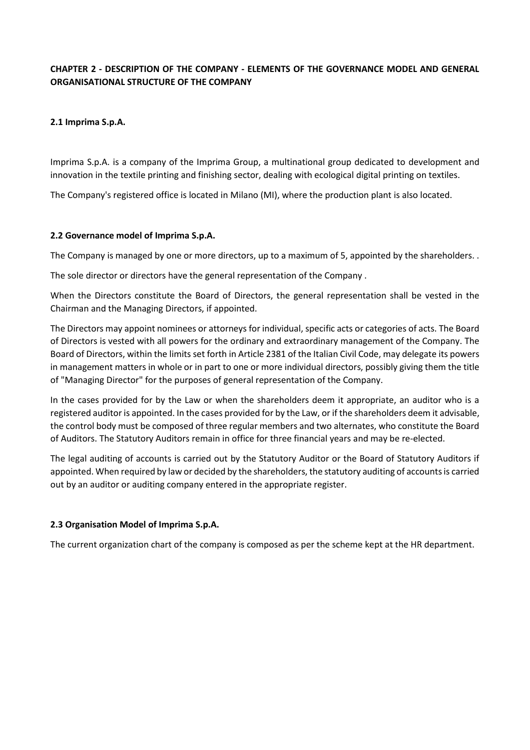## CHAPTER 2 - DESCRIPTION OF THE COMPANY - ELEMENTS OF THE GOVERNANCE MODEL AND GENERAL ORGANISATIONAL STRUCTURE OF THE COMPANY

### 2.1 Imprima S.p.A.

Imprima S.p.A. is a company of the Imprima Group, a multinational group dedicated to development and innovation in the textile printing and finishing sector, dealing with ecological digital printing on textiles.

The Company's registered office is located in Milano (MI), where the production plant is also located.

### 2.2 Governance model of Imprima S.p.A.

The Company is managed by one or more directors, up to a maximum of 5, appointed by the shareholders. .

The sole director or directors have the general representation of the Company .

When the Directors constitute the Board of Directors, the general representation shall be vested in the Chairman and the Managing Directors, if appointed.

The Directors may appoint nominees or attorneys for individual, specific acts or categories of acts. The Board of Directors is vested with all powers for the ordinary and extraordinary management of the Company. The Board of Directors, within the limits set forth in Article 2381 of the Italian Civil Code, may delegate its powers in management matters in whole or in part to one or more individual directors, possibly giving them the title of "Managing Director" for the purposes of general representation of the Company.

In the cases provided for by the Law or when the shareholders deem it appropriate, an auditor who is a registered auditor is appointed. In the cases provided for by the Law, or if the shareholders deem it advisable, the control body must be composed of three regular members and two alternates, who constitute the Board of Auditors. The Statutory Auditors remain in office for three financial years and may be re-elected.

The legal auditing of accounts is carried out by the Statutory Auditor or the Board of Statutory Auditors if appointed. When required by law or decided by the shareholders, the statutory auditing of accounts is carried out by an auditor or auditing company entered in the appropriate register.

### 2.3 Organisation Model of Imprima S.p.A.

The current organization chart of the company is composed as per the scheme kept at the HR department.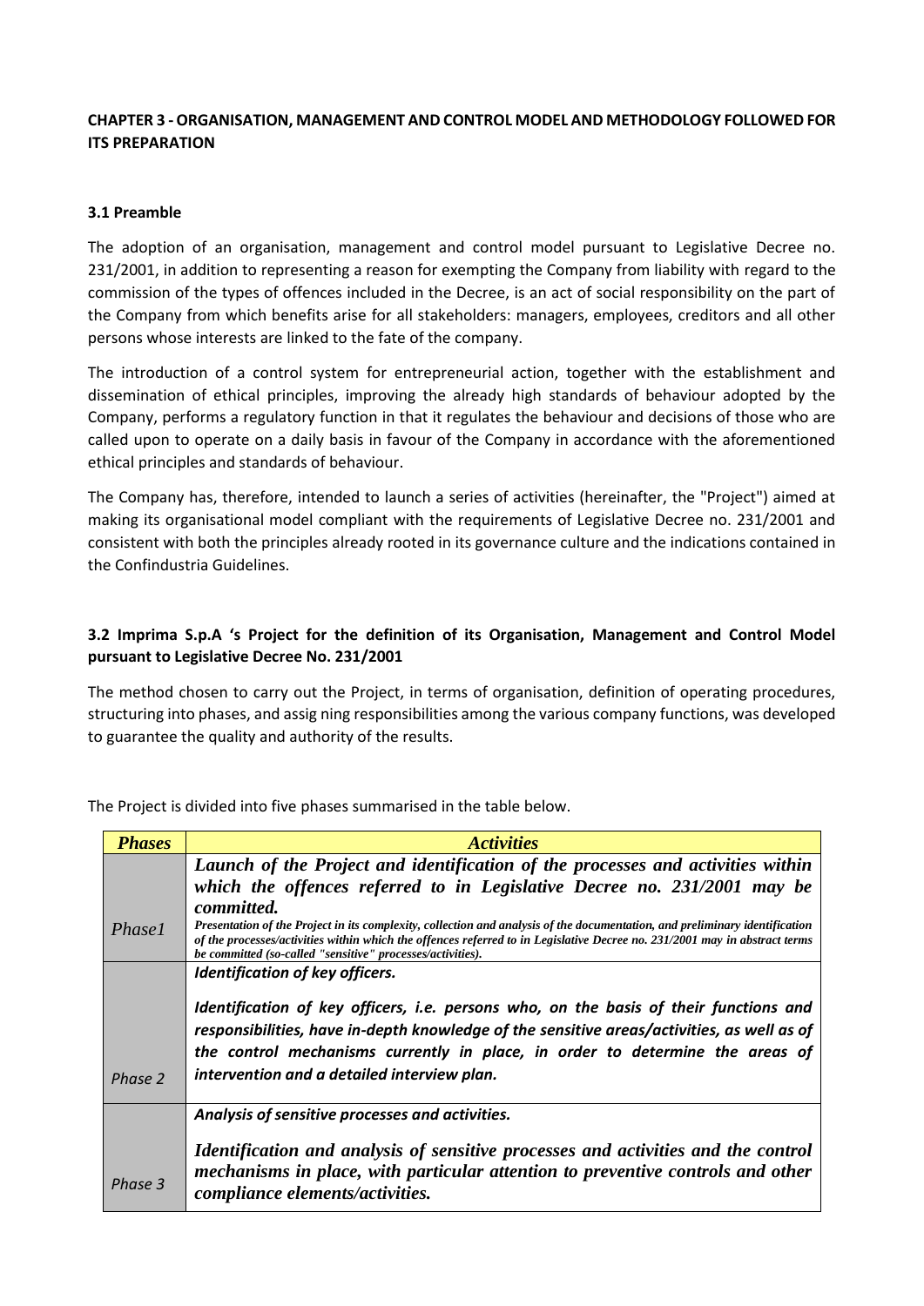**CHAPTER 3 - ORGANISATION, MANAGEMENT AND CONTROL MODEL AND METHODOLOGY FOLLOWED FOR ITS PREPARATION**

**3.1 Preamble**

The adoption of an organisation, management and control model pursuant to Legislative Decree no. 231/2001, in addition to representing a reason for exempting the Company from liability with regard to the commission of the types of offences included in the Decree, is an act of social responsibility on the part of the Company from which benefits arise for all stakeholders: managers, employees, creditors and all other persons whose interests are linked to the fate of the company.

The introduction of a control system for entrepreneurial action, together with the establishment and dissemination of ethical principles, improving the already high standards of behaviour adopted by the Company, performs a regulatory function in that it regulates the behaviour and decisions of those who are called upon to operate on a daily basis in favour of the Company in accordance with the aforementioned ethical principles and standards of behaviour.

The Company has, therefore, intended to launch a series of activities (hereinafter, the "Project") aimed at making its organisational model compliant with the requirements of Legislative Decree no. 231/2001 and consistent with both the principles already rooted in its governance culture and the indications contained in the Confindustria Guidelines.

**3.2 Imprima S.p.A 's Project for the definition of its Organisation, Management and Control Model pursuant to Legislative Decree No. 231/2001**

The method chosen to carry out the Project, in terms of organisation, definition of operating procedures, structuring into phases, and assig ning responsibilities among the various company functions, was developed to guarantee the quality and authority of the results.

The Project is divided into five phases summarised in the table below.

| ***Phases*** | ***Activities*** |
|---|---|
| *Phase1* | ***Launch of the Project and identification of the processes and activities within which the offences referred to in Legislative Decree no. 231/2001 may be committed.*** ***Presentation of the Project in its complexity, collection and analysis of the documentation, and preliminary identification of the processes/activities within which the offences referred to in Legislative Decree no. 231/2001 may in abstract terms be committed (so-called "sensitive" processes/activities).*** |
| *Phase 2* | ***Identification of key officers.*** ***Identification of key officers, i.e. persons who, on the basis of their functions and responsibilities, have in-depth knowledge of the sensitive areas/activities, as well as of the control mechanisms currently in place, in order to determine the areas of intervention and a detailed interview plan.*** |
| *Phase 3* | ***Analysis of sensitive processes and activities.*** ***Identification and analysis of sensitive processes and activities and the control mechanisms in place, with particular attention to preventive controls and other compliance elements/activities.*** |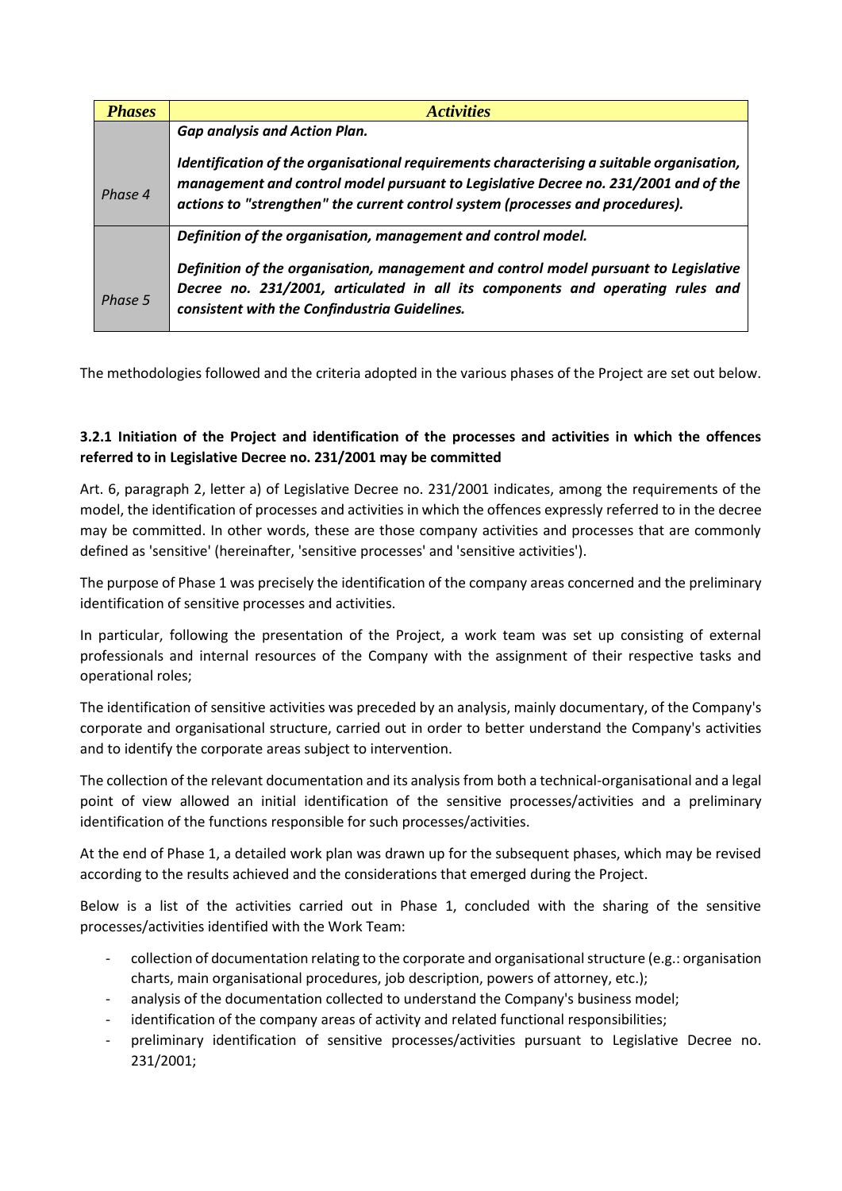| *Phases* | *Activities* |
|---|---|
| *Phase 4* | ***Gap analysis and Action Plan.***<br><br>***Identification of the organisational requirements characterising a suitable organisation, management and control model pursuant to Legislative Decree no. 231/2001 and of the actions to "strengthen" the current control system (processes and procedures).*** |
| *Phase 5* | ***Definition of the organisation, management and control model.***<br><br>***Definition of the organisation, management and control model pursuant to Legislative Decree no. 231/2001, articulated in all its components and operating rules and consistent with the Confindustria Guidelines.*** |

The methodologies followed and the criteria adopted in the various phases of the Project are set out below.

### 3.2.1 Initiation of the Project and identification of the processes and activities in which the offences referred to in Legislative Decree no. 231/2001 may be committed

Art. 6, paragraph 2, letter a) of Legislative Decree no. 231/2001 indicates, among the requirements of the model, the identification of processes and activities in which the offences expressly referred to in the decree may be committed. In other words, these are those company activities and processes that are commonly defined as 'sensitive' (hereinafter, 'sensitive processes' and 'sensitive activities').

The purpose of Phase 1 was precisely the identification of the company areas concerned and the preliminary identification of sensitive processes and activities.

In particular, following the presentation of the Project, a work team was set up consisting of external professionals and internal resources of the Company with the assignment of their respective tasks and operational roles;

The identification of sensitive activities was preceded by an analysis, mainly documentary, of the Company's corporate and organisational structure, carried out in order to better understand the Company's activities and to identify the corporate areas subject to intervention.

The collection of the relevant documentation and its analysis from both a technical-organisational and a legal point of view allowed an initial identification of the sensitive processes/activities and a preliminary identification of the functions responsible for such processes/activities.

At the end of Phase 1, a detailed work plan was drawn up for the subsequent phases, which may be revised according to the results achieved and the considerations that emerged during the Project.

Below is a list of the activities carried out in Phase 1, concluded with the sharing of the sensitive processes/activities identified with the Work Team:

- collection of documentation relating to the corporate and organisational structure (e.g.: organisation charts, main organisational procedures, job description, powers of attorney, etc.);
- analysis of the documentation collected to understand the Company's business model;
- identification of the company areas of activity and related functional responsibilities;
- preliminary identification of sensitive processes/activities pursuant to Legislative Decree no. 231/2001;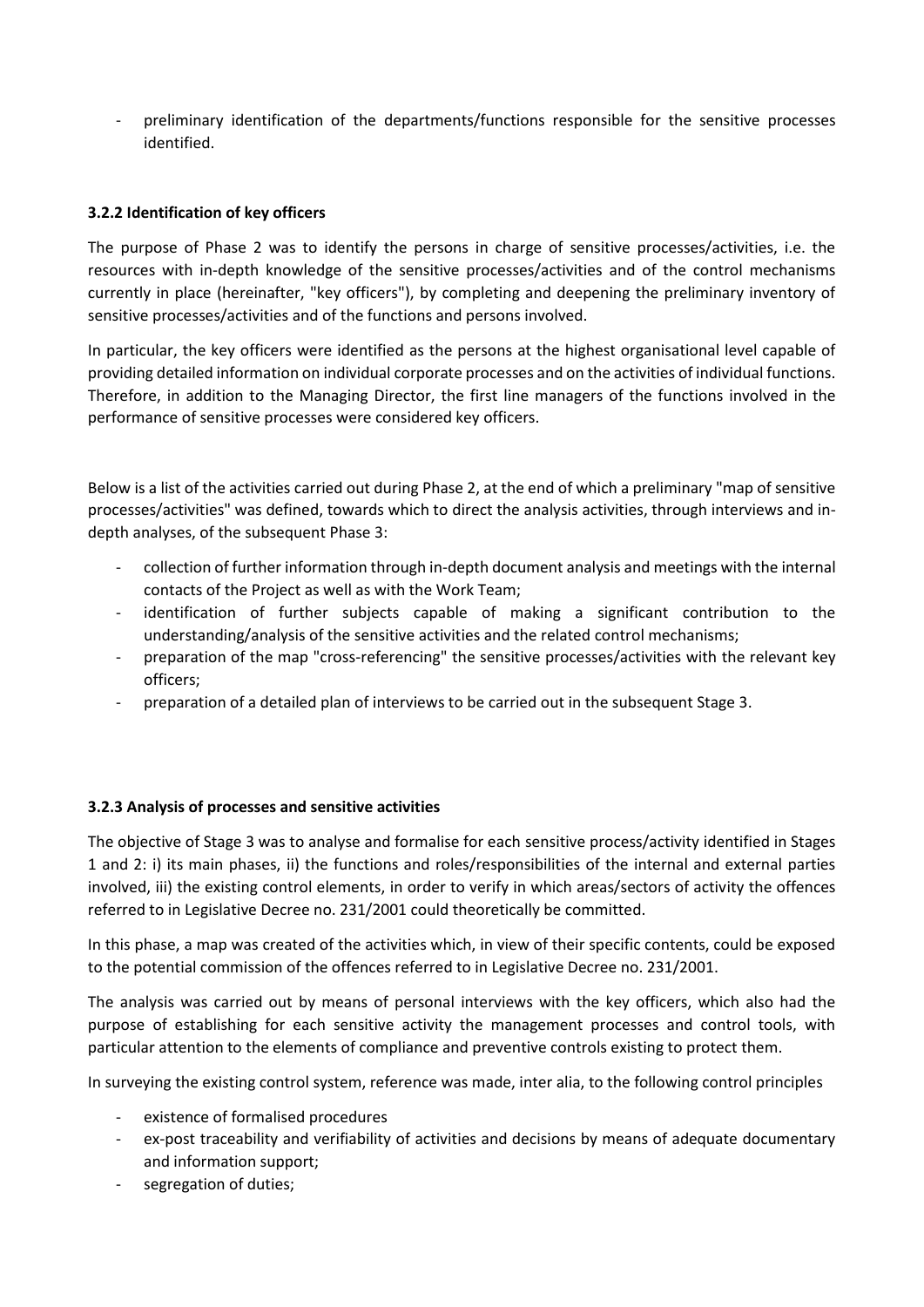- preliminary identification of the departments/functions responsible for the sensitive processes identified.

### 3.2.2 Identification of key officers

The purpose of Phase 2 was to identify the persons in charge of sensitive processes/activities, i.e. the resources with in-depth knowledge of the sensitive processes/activities and of the control mechanisms currently in place (hereinafter, "key officers"), by completing and deepening the preliminary inventory of sensitive processes/activities and of the functions and persons involved.

In particular, the key officers were identified as the persons at the highest organisational level capable of providing detailed information on individual corporate processes and on the activities of individual functions. Therefore, in addition to the Managing Director, the first line managers of the functions involved in the performance of sensitive processes were considered key officers.

Below is a list of the activities carried out during Phase 2, at the end of which a preliminary "map of sensitive processes/activities" was defined, towards which to direct the analysis activities, through interviews and in-depth analyses, of the subsequent Phase 3:

- collection of further information through in-depth document analysis and meetings with the internal contacts of the Project as well as with the Work Team;
- identification of further subjects capable of making a significant contribution to the understanding/analysis of the sensitive activities and the related control mechanisms;
- preparation of the map "cross-referencing" the sensitive processes/activities with the relevant key officers;
- preparation of a detailed plan of interviews to be carried out in the subsequent Stage 3.

### 3.2.3 Analysis of processes and sensitive activities

The objective of Stage 3 was to analyse and formalise for each sensitive process/activity identified in Stages 1 and 2: i) its main phases, ii) the functions and roles/responsibilities of the internal and external parties involved, iii) the existing control elements, in order to verify in which areas/sectors of activity the offences referred to in Legislative Decree no. 231/2001 could theoretically be committed.

In this phase, a map was created of the activities which, in view of their specific contents, could be exposed to the potential commission of the offences referred to in Legislative Decree no. 231/2001.

The analysis was carried out by means of personal interviews with the key officers, which also had the purpose of establishing for each sensitive activity the management processes and control tools, with particular attention to the elements of compliance and preventive controls existing to protect them.

In surveying the existing control system, reference was made, inter alia, to the following control principles

- existence of formalised procedures
- ex-post traceability and verifiability of activities and decisions by means of adequate documentary and information support;
- segregation of duties;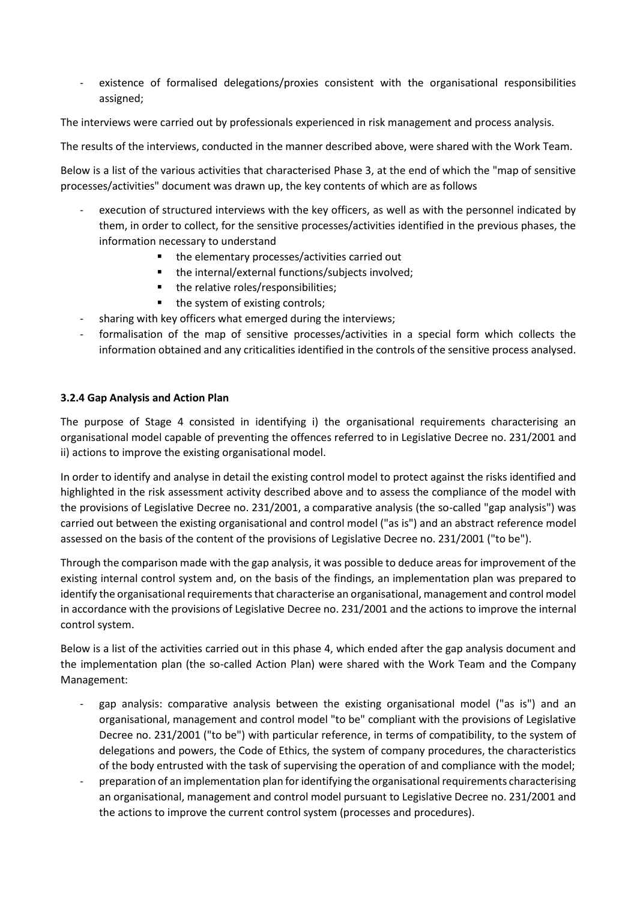- existence of formalised delegations/proxies consistent with the organisational responsibilities assigned;

The interviews were carried out by professionals experienced in risk management and process analysis.

The results of the interviews, conducted in the manner described above, were shared with the Work Team.

Below is a list of the various activities that characterised Phase 3, at the end of which the "map of sensitive processes/activities" document was drawn up, the key contents of which are as follows

- execution of structured interviews with the key officers, as well as with the personnel indicated by them, in order to collect, for the sensitive processes/activities identified in the previous phases, the information necessary to understand
  - the elementary processes/activities carried out
  - the internal/external functions/subjects involved;
  - the relative roles/responsibilities;
  - the system of existing controls;
- sharing with key officers what emerged during the interviews;
- formalisation of the map of sensitive processes/activities in a special form which collects the information obtained and any criticalities identified in the controls of the sensitive process analysed.

### 3.2.4 Gap Analysis and Action Plan

The purpose of Stage 4 consisted in identifying i) the organisational requirements characterising an organisational model capable of preventing the offences referred to in Legislative Decree no. 231/2001 and ii) actions to improve the existing organisational model.

In order to identify and analyse in detail the existing control model to protect against the risks identified and highlighted in the risk assessment activity described above and to assess the compliance of the model with the provisions of Legislative Decree no. 231/2001, a comparative analysis (the so-called "gap analysis") was carried out between the existing organisational and control model ("as is") and an abstract reference model assessed on the basis of the content of the provisions of Legislative Decree no. 231/2001 ("to be").

Through the comparison made with the gap analysis, it was possible to deduce areas for improvement of the existing internal control system and, on the basis of the findings, an implementation plan was prepared to identify the organisational requirements that characterise an organisational, management and control model in accordance with the provisions of Legislative Decree no. 231/2001 and the actions to improve the internal control system.

Below is a list of the activities carried out in this phase 4, which ended after the gap analysis document and the implementation plan (the so-called Action Plan) were shared with the Work Team and the Company Management:

- gap analysis: comparative analysis between the existing organisational model ("as is") and an organisational, management and control model "to be" compliant with the provisions of Legislative Decree no. 231/2001 ("to be") with particular reference, in terms of compatibility, to the system of delegations and powers, the Code of Ethics, the system of company procedures, the characteristics of the body entrusted with the task of supervising the operation of and compliance with the model;
- preparation of an implementation plan for identifying the organisational requirements characterising an organisational, management and control model pursuant to Legislative Decree no. 231/2001 and the actions to improve the current control system (processes and procedures).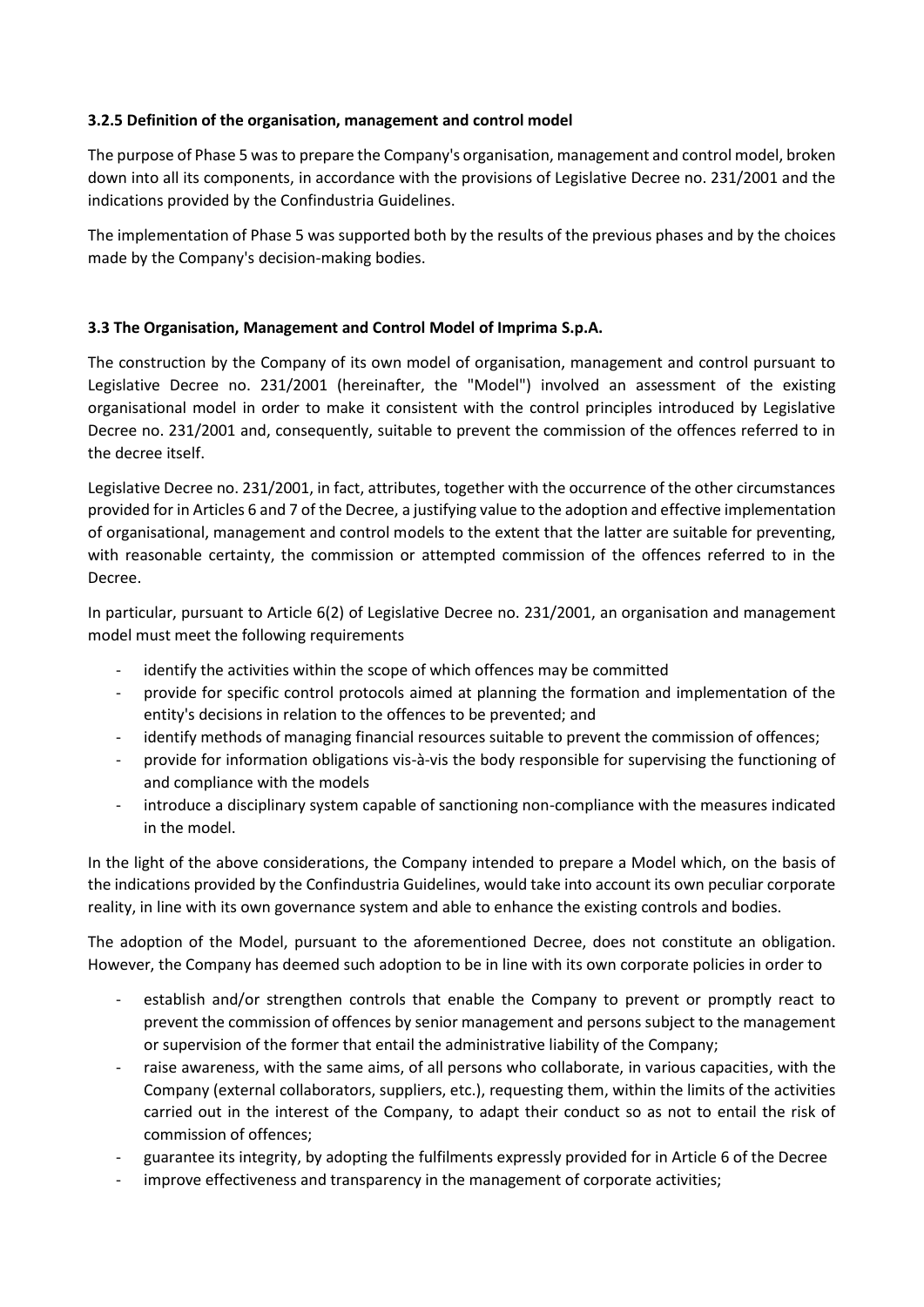### 3.2.5 Definition of the organisation, management and control model

The purpose of Phase 5 was to prepare the Company's organisation, management and control model, broken down into all its components, in accordance with the provisions of Legislative Decree no. 231/2001 and the indications provided by the Confindustria Guidelines.

The implementation of Phase 5 was supported both by the results of the previous phases and by the choices made by the Company's decision-making bodies.

### 3.3 The Organisation, Management and Control Model of Imprima S.p.A.

The construction by the Company of its own model of organisation, management and control pursuant to Legislative Decree no. 231/2001 (hereinafter, the "Model") involved an assessment of the existing organisational model in order to make it consistent with the control principles introduced by Legislative Decree no. 231/2001 and, consequently, suitable to prevent the commission of the offences referred to in the decree itself.

Legislative Decree no. 231/2001, in fact, attributes, together with the occurrence of the other circumstances provided for in Articles 6 and 7 of the Decree, a justifying value to the adoption and effective implementation of organisational, management and control models to the extent that the latter are suitable for preventing, with reasonable certainty, the commission or attempted commission of the offences referred to in the Decree.

In particular, pursuant to Article 6(2) of Legislative Decree no. 231/2001, an organisation and management model must meet the following requirements

- identify the activities within the scope of which offences may be committed
- provide for specific control protocols aimed at planning the formation and implementation of the entity's decisions in relation to the offences to be prevented; and
- identify methods of managing financial resources suitable to prevent the commission of offences;
- provide for information obligations vis-à-vis the body responsible for supervising the functioning of and compliance with the models
- introduce a disciplinary system capable of sanctioning non-compliance with the measures indicated in the model.

In the light of the above considerations, the Company intended to prepare a Model which, on the basis of the indications provided by the Confindustria Guidelines, would take into account its own peculiar corporate reality, in line with its own governance system and able to enhance the existing controls and bodies.

The adoption of the Model, pursuant to the aforementioned Decree, does not constitute an obligation. However, the Company has deemed such adoption to be in line with its own corporate policies in order to

- establish and/or strengthen controls that enable the Company to prevent or promptly react to prevent the commission of offences by senior management and persons subject to the management or supervision of the former that entail the administrative liability of the Company;
- raise awareness, with the same aims, of all persons who collaborate, in various capacities, with the Company (external collaborators, suppliers, etc.), requesting them, within the limits of the activities carried out in the interest of the Company, to adapt their conduct so as not to entail the risk of commission of offences;
- guarantee its integrity, by adopting the fulfilments expressly provided for in Article 6 of the Decree
- improve effectiveness and transparency in the management of corporate activities;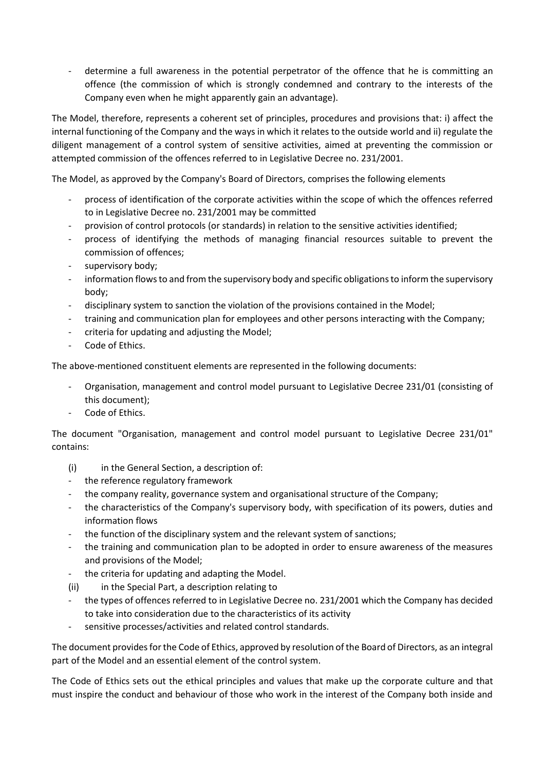- determine a full awareness in the potential perpetrator of the offence that he is committing an offence (the commission of which is strongly condemned and contrary to the interests of the Company even when he might apparently gain an advantage).

The Model, therefore, represents a coherent set of principles, procedures and provisions that: i) affect the internal functioning of the Company and the ways in which it relates to the outside world and ii) regulate the diligent management of a control system of sensitive activities, aimed at preventing the commission or attempted commission of the offences referred to in Legislative Decree no. 231/2001.

The Model, as approved by the Company's Board of Directors, comprises the following elements

- process of identification of the corporate activities within the scope of which the offences referred to in Legislative Decree no. 231/2001 may be committed
- provision of control protocols (or standards) in relation to the sensitive activities identified;
- process of identifying the methods of managing financial resources suitable to prevent the commission of offences;
- supervisory body;
- information flows to and from the supervisory body and specific obligations to inform the supervisory body;
- disciplinary system to sanction the violation of the provisions contained in the Model;
- training and communication plan for employees and other persons interacting with the Company;
- criteria for updating and adjusting the Model;
- Code of Ethics.

The above-mentioned constituent elements are represented in the following documents:

- Organisation, management and control model pursuant to Legislative Decree 231/01 (consisting of this document);
- Code of Ethics.

The document "Organisation, management and control model pursuant to Legislative Decree 231/01" contains:

(i) in the General Section, a description of:

- the reference regulatory framework
- the company reality, governance system and organisational structure of the Company;
- the characteristics of the Company's supervisory body, with specification of its powers, duties and information flows
- the function of the disciplinary system and the relevant system of sanctions;
- the training and communication plan to be adopted in order to ensure awareness of the measures and provisions of the Model;
- the criteria for updating and adapting the Model.

(ii) in the Special Part, a description relating to

- the types of offences referred to in Legislative Decree no. 231/2001 which the Company has decided to take into consideration due to the characteristics of its activity
- sensitive processes/activities and related control standards.

The document provides for the Code of Ethics, approved by resolution of the Board of Directors, as an integral part of the Model and an essential element of the control system.

The Code of Ethics sets out the ethical principles and values that make up the corporate culture and that must inspire the conduct and behaviour of those who work in the interest of the Company both inside and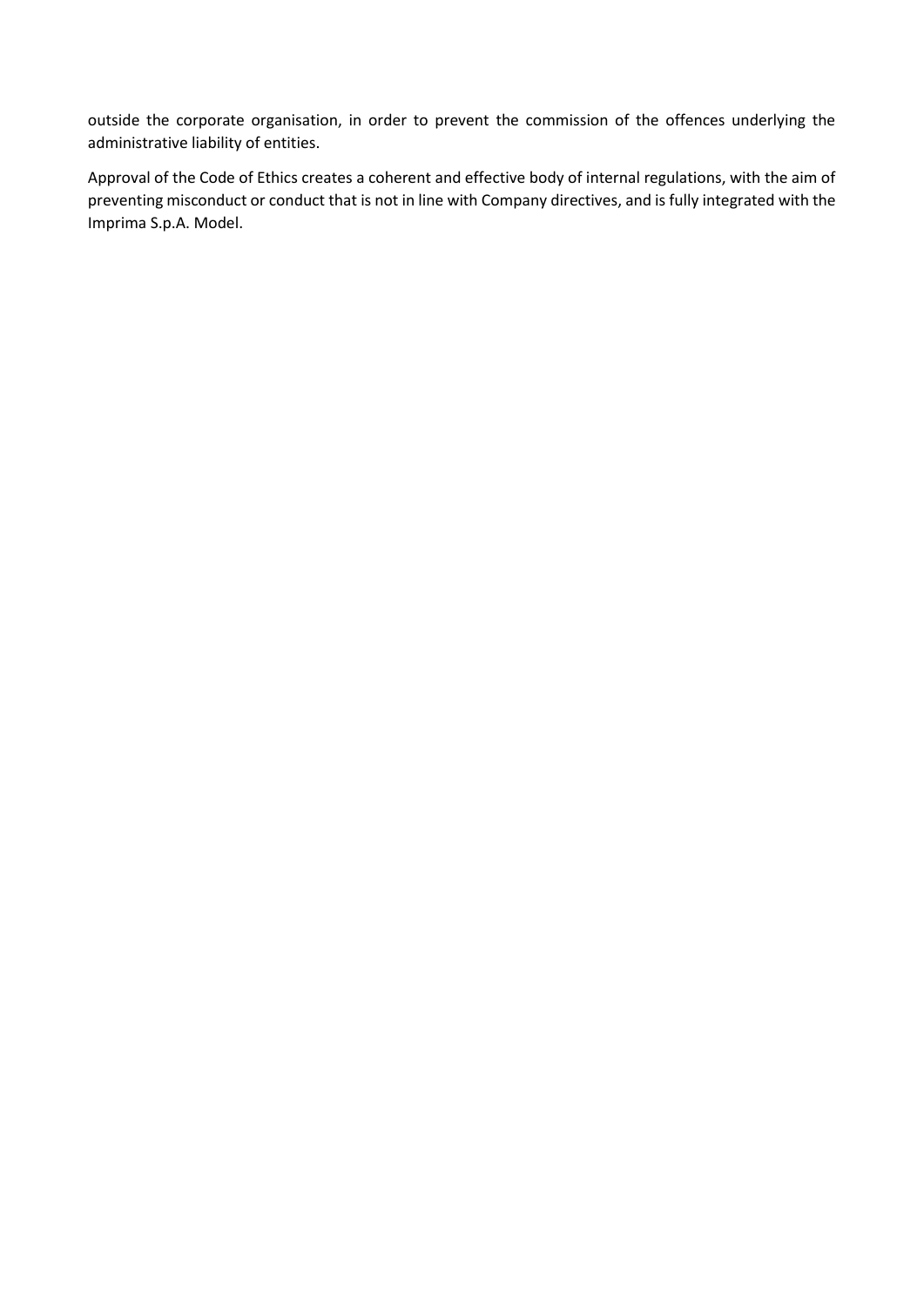outside the corporate organisation, in order to prevent the commission of the offences underlying the administrative liability of entities.

Approval of the Code of Ethics creates a coherent and effective body of internal regulations, with the aim of preventing misconduct or conduct that is not in line with Company directives, and is fully integrated with the Imprima S.p.A. Model.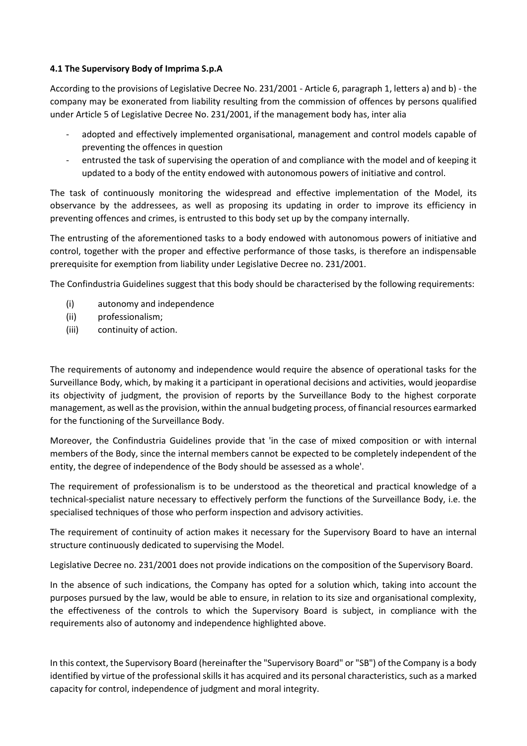#### 4.1 The Supervisory Body of Imprima S.p.A

According to the provisions of Legislative Decree No. 231/2001 - Article 6, paragraph 1, letters a) and b) - the company may be exonerated from liability resulting from the commission of offences by persons qualified under Article 5 of Legislative Decree No. 231/2001, if the management body has, inter alia

- adopted and effectively implemented organisational, management and control models capable of preventing the offences in question
- entrusted the task of supervising the operation of and compliance with the model and of keeping it updated to a body of the entity endowed with autonomous powers of initiative and control.

The task of continuously monitoring the widespread and effective implementation of the Model, its observance by the addressees, as well as proposing its updating in order to improve its efficiency in preventing offences and crimes, is entrusted to this body set up by the company internally.

The entrusting of the aforementioned tasks to a body endowed with autonomous powers of initiative and control, together with the proper and effective performance of those tasks, is therefore an indispensable prerequisite for exemption from liability under Legislative Decree no. 231/2001.

The Confindustria Guidelines suggest that this body should be characterised by the following requirements:

(i) autonomy and independence
(ii) professionalism;
(iii) continuity of action.

The requirements of autonomy and independence would require the absence of operational tasks for the Surveillance Body, which, by making it a participant in operational decisions and activities, would jeopardise its objectivity of judgment, the provision of reports by the Surveillance Body to the highest corporate management, as well as the provision, within the annual budgeting process, of financial resources earmarked for the functioning of the Surveillance Body.

Moreover, the Confindustria Guidelines provide that 'in the case of mixed composition or with internal members of the Body, since the internal members cannot be expected to be completely independent of the entity, the degree of independence of the Body should be assessed as a whole'.

The requirement of professionalism is to be understood as the theoretical and practical knowledge of a technical-specialist nature necessary to effectively perform the functions of the Surveillance Body, i.e. the specialised techniques of those who perform inspection and advisory activities.

The requirement of continuity of action makes it necessary for the Supervisory Board to have an internal structure continuously dedicated to supervising the Model.

Legislative Decree no. 231/2001 does not provide indications on the composition of the Supervisory Board.

In the absence of such indications, the Company has opted for a solution which, taking into account the purposes pursued by the law, would be able to ensure, in relation to its size and organisational complexity, the effectiveness of the controls to which the Supervisory Board is subject, in compliance with the requirements also of autonomy and independence highlighted above.

In this context, the Supervisory Board (hereinafter the "Supervisory Board" or "SB") of the Company is a body identified by virtue of the professional skills it has acquired and its personal characteristics, such as a marked capacity for control, independence of judgment and moral integrity.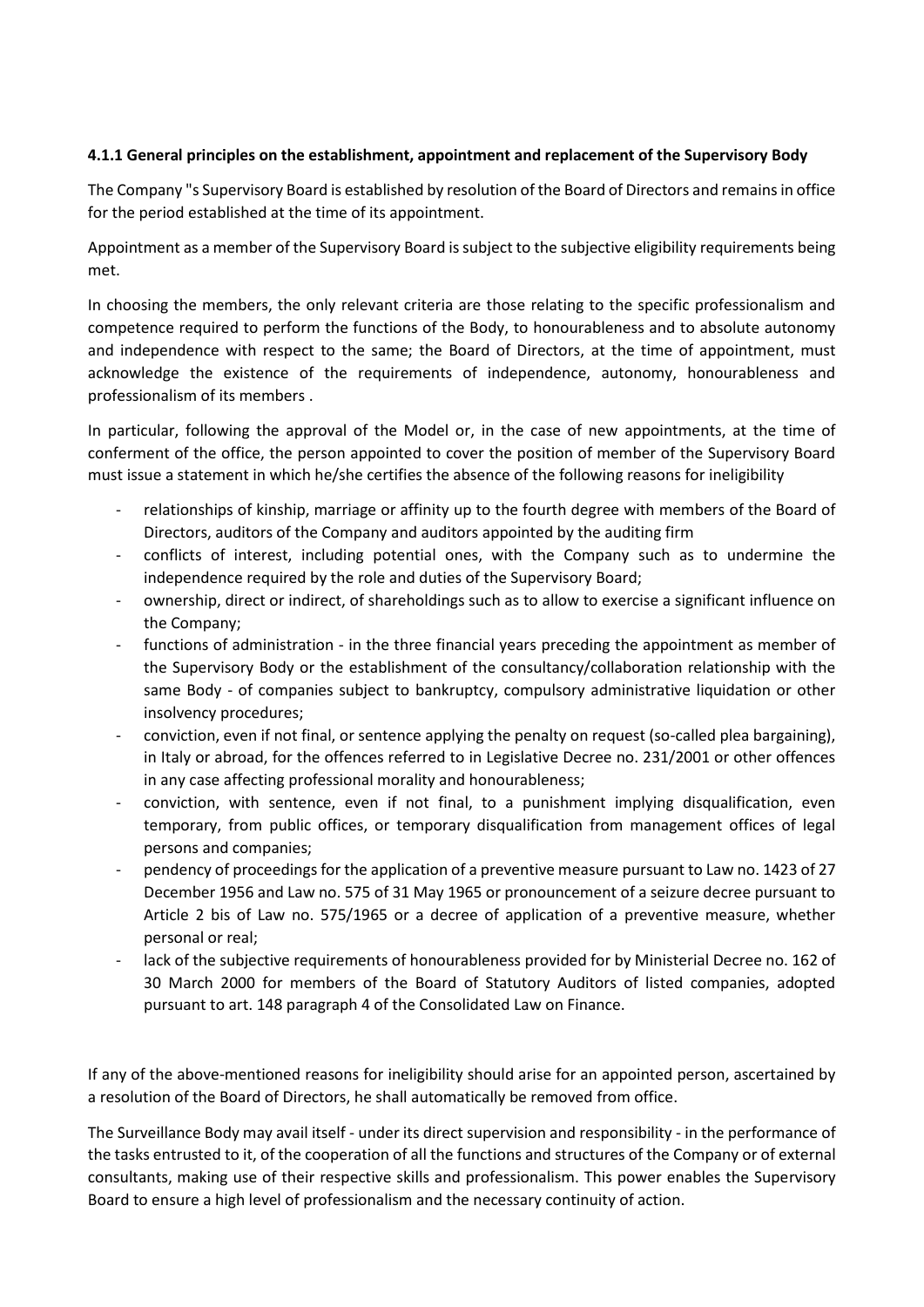#### 4.1.1 General principles on the establishment, appointment and replacement of the Supervisory Body

The Company "s Supervisory Board is established by resolution of the Board of Directors and remains in office for the period established at the time of its appointment.

Appointment as a member of the Supervisory Board is subject to the subjective eligibility requirements being met.

In choosing the members, the only relevant criteria are those relating to the specific professionalism and competence required to perform the functions of the Body, to honourableness and to absolute autonomy and independence with respect to the same; the Board of Directors, at the time of appointment, must acknowledge the existence of the requirements of independence, autonomy, honourableness and professionalism of its members .

In particular, following the approval of the Model or, in the case of new appointments, at the time of conferment of the office, the person appointed to cover the position of member of the Supervisory Board must issue a statement in which he/she certifies the absence of the following reasons for ineligibility

- relationships of kinship, marriage or affinity up to the fourth degree with members of the Board of Directors, auditors of the Company and auditors appointed by the auditing firm
- conflicts of interest, including potential ones, with the Company such as to undermine the independence required by the role and duties of the Supervisory Board;
- ownership, direct or indirect, of shareholdings such as to allow to exercise a significant influence on the Company;
- functions of administration - in the three financial years preceding the appointment as member of the Supervisory Body or the establishment of the consultancy/collaboration relationship with the same Body - of companies subject to bankruptcy, compulsory administrative liquidation or other insolvency procedures;
- conviction, even if not final, or sentence applying the penalty on request (so-called plea bargaining), in Italy or abroad, for the offences referred to in Legislative Decree no. 231/2001 or other offences in any case affecting professional morality and honourableness;
- conviction, with sentence, even if not final, to a punishment implying disqualification, even temporary, from public offices, or temporary disqualification from management offices of legal persons and companies;
- pendency of proceedings for the application of a preventive measure pursuant to Law no. 1423 of 27 December 1956 and Law no. 575 of 31 May 1965 or pronouncement of a seizure decree pursuant to Article 2 bis of Law no. 575/1965 or a decree of application of a preventive measure, whether personal or real;
- lack of the subjective requirements of honourableness provided for by Ministerial Decree no. 162 of 30 March 2000 for members of the Board of Statutory Auditors of listed companies, adopted pursuant to art. 148 paragraph 4 of the Consolidated Law on Finance.

If any of the above-mentioned reasons for ineligibility should arise for an appointed person, ascertained by a resolution of the Board of Directors, he shall automatically be removed from office.

The Surveillance Body may avail itself - under its direct supervision and responsibility - in the performance of the tasks entrusted to it, of the cooperation of all the functions and structures of the Company or of external consultants, making use of their respective skills and professionalism. This power enables the Supervisory Board to ensure a high level of professionalism and the necessary continuity of action.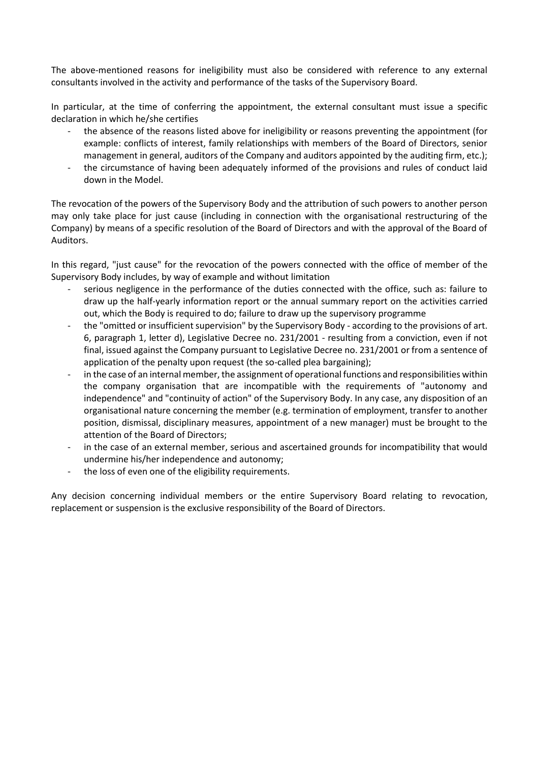The above-mentioned reasons for ineligibility must also be considered with reference to any external consultants involved in the activity and performance of the tasks of the Supervisory Board.

In particular, at the time of conferring the appointment, the external consultant must issue a specific declaration in which he/she certifies

- the absence of the reasons listed above for ineligibility or reasons preventing the appointment (for example: conflicts of interest, family relationships with members of the Board of Directors, senior management in general, auditors of the Company and auditors appointed by the auditing firm, etc.);
- the circumstance of having been adequately informed of the provisions and rules of conduct laid down in the Model.

The revocation of the powers of the Supervisory Body and the attribution of such powers to another person may only take place for just cause (including in connection with the organisational restructuring of the Company) by means of a specific resolution of the Board of Directors and with the approval of the Board of Auditors.

In this regard, "just cause" for the revocation of the powers connected with the office of member of the Supervisory Body includes, by way of example and without limitation

- serious negligence in the performance of the duties connected with the office, such as: failure to draw up the half-yearly information report or the annual summary report on the activities carried out, which the Body is required to do; failure to draw up the supervisory programme
- the "omitted or insufficient supervision" by the Supervisory Body - according to the provisions of art. 6, paragraph 1, letter d), Legislative Decree no. 231/2001 - resulting from a conviction, even if not final, issued against the Company pursuant to Legislative Decree no. 231/2001 or from a sentence of application of the penalty upon request (the so-called plea bargaining);
- in the case of an internal member, the assignment of operational functions and responsibilities within the company organisation that are incompatible with the requirements of "autonomy and independence" and "continuity of action" of the Supervisory Body. In any case, any disposition of an organisational nature concerning the member (e.g. termination of employment, transfer to another position, dismissal, disciplinary measures, appointment of a new manager) must be brought to the attention of the Board of Directors;
- in the case of an external member, serious and ascertained grounds for incompatibility that would undermine his/her independence and autonomy;
- the loss of even one of the eligibility requirements.

Any decision concerning individual members or the entire Supervisory Board relating to revocation, replacement or suspension is the exclusive responsibility of the Board of Directors.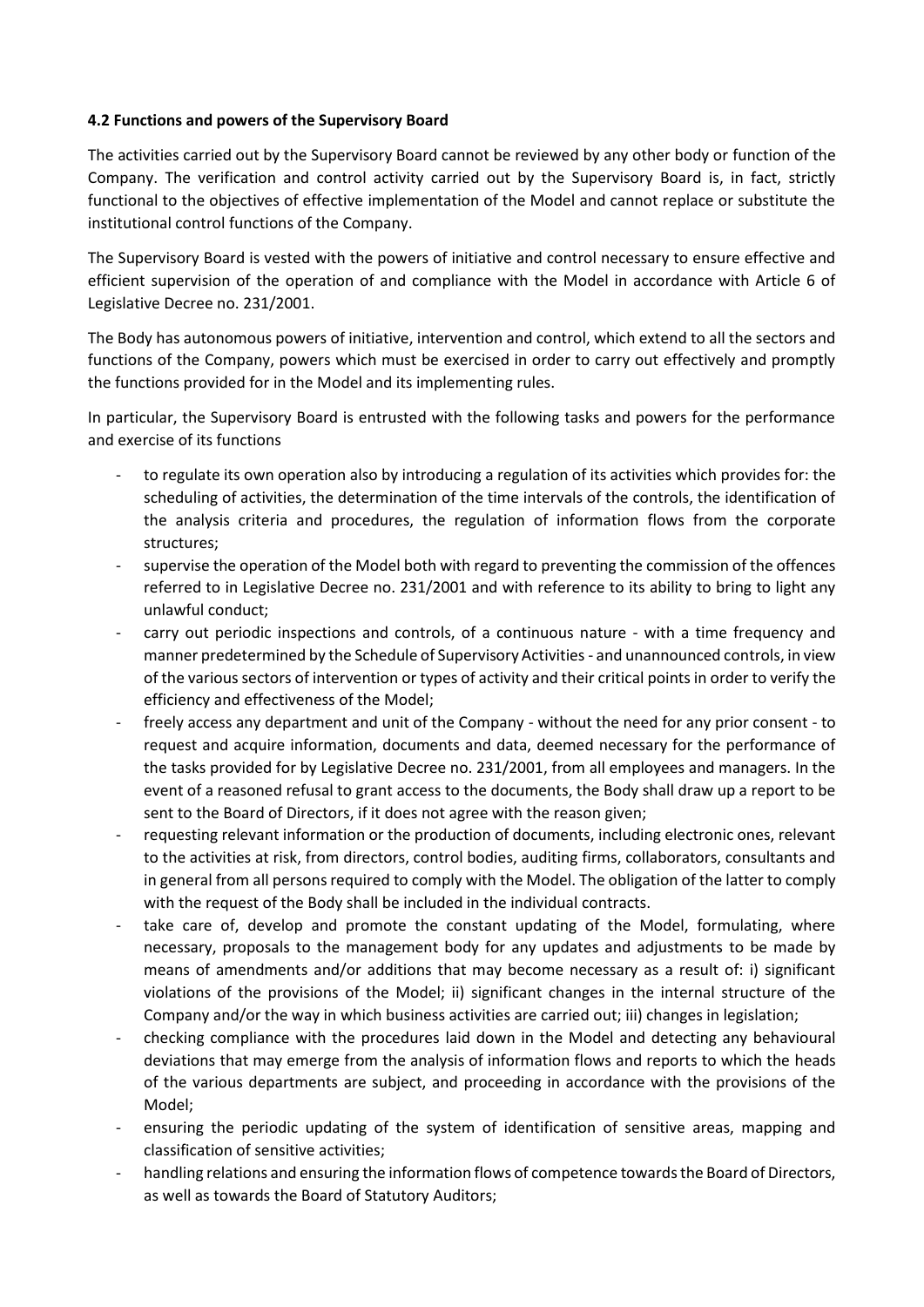### 4.2 Functions and powers of the Supervisory Board

The activities carried out by the Supervisory Board cannot be reviewed by any other body or function of the Company. The verification and control activity carried out by the Supervisory Board is, in fact, strictly functional to the objectives of effective implementation of the Model and cannot replace or substitute the institutional control functions of the Company.

The Supervisory Board is vested with the powers of initiative and control necessary to ensure effective and efficient supervision of the operation of and compliance with the Model in accordance with Article 6 of Legislative Decree no. 231/2001.

The Body has autonomous powers of initiative, intervention and control, which extend to all the sectors and functions of the Company, powers which must be exercised in order to carry out effectively and promptly the functions provided for in the Model and its implementing rules.

In particular, the Supervisory Board is entrusted with the following tasks and powers for the performance and exercise of its functions

- to regulate its own operation also by introducing a regulation of its activities which provides for: the scheduling of activities, the determination of the time intervals of the controls, the identification of the analysis criteria and procedures, the regulation of information flows from the corporate structures;
- supervise the operation of the Model both with regard to preventing the commission of the offences referred to in Legislative Decree no. 231/2001 and with reference to its ability to bring to light any unlawful conduct;
- carry out periodic inspections and controls, of a continuous nature - with a time frequency and manner predetermined by the Schedule of Supervisory Activities - and unannounced controls, in view of the various sectors of intervention or types of activity and their critical points in order to verify the efficiency and effectiveness of the Model;
- freely access any department and unit of the Company - without the need for any prior consent - to request and acquire information, documents and data, deemed necessary for the performance of the tasks provided for by Legislative Decree no. 231/2001, from all employees and managers. In the event of a reasoned refusal to grant access to the documents, the Body shall draw up a report to be sent to the Board of Directors, if it does not agree with the reason given;
- requesting relevant information or the production of documents, including electronic ones, relevant to the activities at risk, from directors, control bodies, auditing firms, collaborators, consultants and in general from all persons required to comply with the Model. The obligation of the latter to comply with the request of the Body shall be included in the individual contracts.
- take care of, develop and promote the constant updating of the Model, formulating, where necessary, proposals to the management body for any updates and adjustments to be made by means of amendments and/or additions that may become necessary as a result of: i) significant violations of the provisions of the Model; ii) significant changes in the internal structure of the Company and/or the way in which business activities are carried out; iii) changes in legislation;
- checking compliance with the procedures laid down in the Model and detecting any behavioural deviations that may emerge from the analysis of information flows and reports to which the heads of the various departments are subject, and proceeding in accordance with the provisions of the Model;
- ensuring the periodic updating of the system of identification of sensitive areas, mapping and classification of sensitive activities;
- handling relations and ensuring the information flows of competence towards the Board of Directors, as well as towards the Board of Statutory Auditors;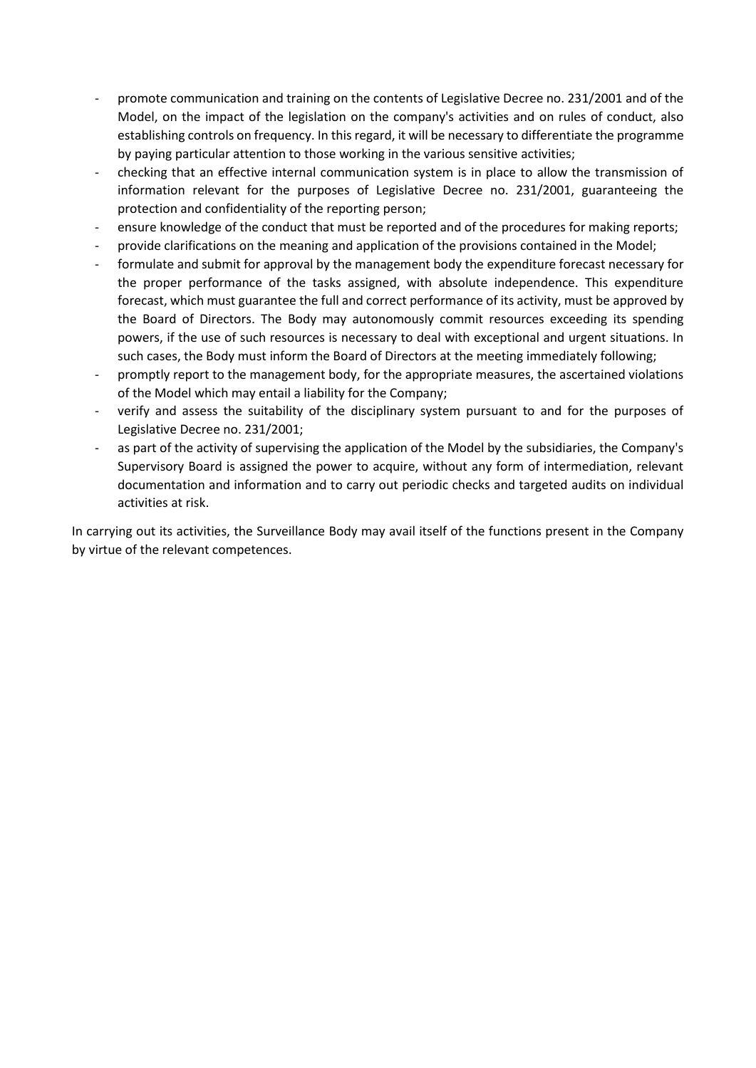- promote communication and training on the contents of Legislative Decree no. 231/2001 and of the Model, on the impact of the legislation on the company's activities and on rules of conduct, also establishing controls on frequency. In this regard, it will be necessary to differentiate the programme by paying particular attention to those working in the various sensitive activities;
- checking that an effective internal communication system is in place to allow the transmission of information relevant for the purposes of Legislative Decree no. 231/2001, guaranteeing the protection and confidentiality of the reporting person;
- ensure knowledge of the conduct that must be reported and of the procedures for making reports;
- provide clarifications on the meaning and application of the provisions contained in the Model;
- formulate and submit for approval by the management body the expenditure forecast necessary for the proper performance of the tasks assigned, with absolute independence. This expenditure forecast, which must guarantee the full and correct performance of its activity, must be approved by the Board of Directors. The Body may autonomously commit resources exceeding its spending powers, if the use of such resources is necessary to deal with exceptional and urgent situations. In such cases, the Body must inform the Board of Directors at the meeting immediately following;
- promptly report to the management body, for the appropriate measures, the ascertained violations of the Model which may entail a liability for the Company;
- verify and assess the suitability of the disciplinary system pursuant to and for the purposes of Legislative Decree no. 231/2001;
- as part of the activity of supervising the application of the Model by the subsidiaries, the Company's Supervisory Board is assigned the power to acquire, without any form of intermediation, relevant documentation and information and to carry out periodic checks and targeted audits on individual activities at risk.

In carrying out its activities, the Surveillance Body may avail itself of the functions present in the Company by virtue of the relevant competences.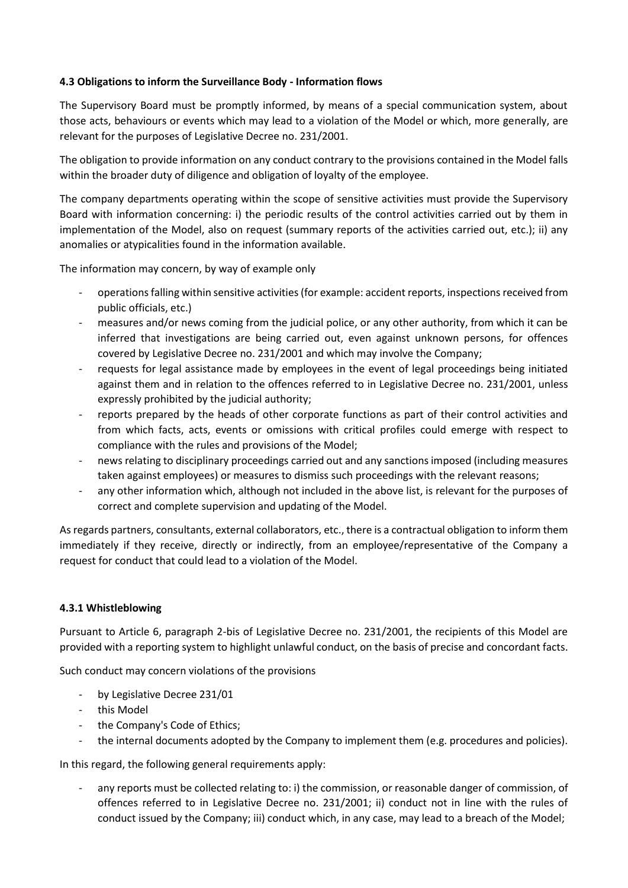### 4.3 Obligations to inform the Surveillance Body - Information flows

The Supervisory Board must be promptly informed, by means of a special communication system, about those acts, behaviours or events which may lead to a violation of the Model or which, more generally, are relevant for the purposes of Legislative Decree no. 231/2001.

The obligation to provide information on any conduct contrary to the provisions contained in the Model falls within the broader duty of diligence and obligation of loyalty of the employee.

The company departments operating within the scope of sensitive activities must provide the Supervisory Board with information concerning: i) the periodic results of the control activities carried out by them in implementation of the Model, also on request (summary reports of the activities carried out, etc.); ii) any anomalies or atypicalities found in the information available.

The information may concern, by way of example only

- operations falling within sensitive activities (for example: accident reports, inspections received from public officials, etc.)
- measures and/or news coming from the judicial police, or any other authority, from which it can be inferred that investigations are being carried out, even against unknown persons, for offences covered by Legislative Decree no. 231/2001 and which may involve the Company;
- requests for legal assistance made by employees in the event of legal proceedings being initiated against them and in relation to the offences referred to in Legislative Decree no. 231/2001, unless expressly prohibited by the judicial authority;
- reports prepared by the heads of other corporate functions as part of their control activities and from which facts, acts, events or omissions with critical profiles could emerge with respect to compliance with the rules and provisions of the Model;
- news relating to disciplinary proceedings carried out and any sanctions imposed (including measures taken against employees) or measures to dismiss such proceedings with the relevant reasons;
- any other information which, although not included in the above list, is relevant for the purposes of correct and complete supervision and updating of the Model.

As regards partners, consultants, external collaborators, etc., there is a contractual obligation to inform them immediately if they receive, directly or indirectly, from an employee/representative of the Company a request for conduct that could lead to a violation of the Model.

#### 4.3.1 Whistleblowing

Pursuant to Article 6, paragraph 2-bis of Legislative Decree no. 231/2001, the recipients of this Model are provided with a reporting system to highlight unlawful conduct, on the basis of precise and concordant facts.

Such conduct may concern violations of the provisions

- by Legislative Decree 231/01
- this Model
- the Company's Code of Ethics;
- the internal documents adopted by the Company to implement them (e.g. procedures and policies).

In this regard, the following general requirements apply:

- any reports must be collected relating to: i) the commission, or reasonable danger of commission, of offences referred to in Legislative Decree no. 231/2001; ii) conduct not in line with the rules of conduct issued by the Company; iii) conduct which, in any case, may lead to a breach of the Model;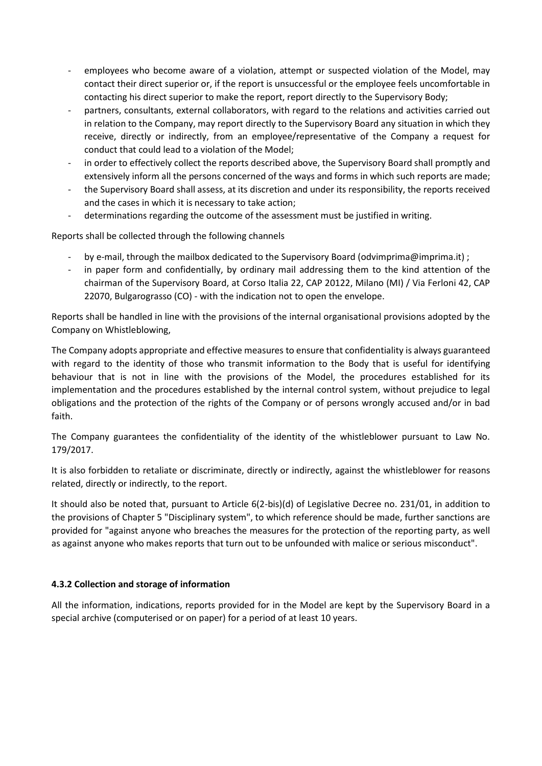- employees who become aware of a violation, attempt or suspected violation of the Model, may contact their direct superior or, if the report is unsuccessful or the employee feels uncomfortable in contacting his direct superior to make the report, report directly to the Supervisory Body;
- partners, consultants, external collaborators, with regard to the relations and activities carried out in relation to the Company, may report directly to the Supervisory Board any situation in which they receive, directly or indirectly, from an employee/representative of the Company a request for conduct that could lead to a violation of the Model;
- in order to effectively collect the reports described above, the Supervisory Board shall promptly and extensively inform all the persons concerned of the ways and forms in which such reports are made;
- the Supervisory Board shall assess, at its discretion and under its responsibility, the reports received and the cases in which it is necessary to take action;
- determinations regarding the outcome of the assessment must be justified in writing.

Reports shall be collected through the following channels

- by e-mail, through the mailbox dedicated to the Supervisory Board (odvimprima@imprima.it) ;
- in paper form and confidentially, by ordinary mail addressing them to the kind attention of the chairman of the Supervisory Board, at Corso Italia 22, CAP 20122, Milano (MI) / Via Ferloni 42, CAP 22070, Bulgarograsso (CO) - with the indication not to open the envelope.

Reports shall be handled in line with the provisions of the internal organisational provisions adopted by the Company on Whistleblowing,

The Company adopts appropriate and effective measures to ensure that confidentiality is always guaranteed with regard to the identity of those who transmit information to the Body that is useful for identifying behaviour that is not in line with the provisions of the Model, the procedures established for its implementation and the procedures established by the internal control system, without prejudice to legal obligations and the protection of the rights of the Company or of persons wrongly accused and/or in bad faith.

The Company guarantees the confidentiality of the identity of the whistleblower pursuant to Law No. 179/2017.

It is also forbidden to retaliate or discriminate, directly or indirectly, against the whistleblower for reasons related, directly or indirectly, to the report.

It should also be noted that, pursuant to Article 6(2-bis)(d) of Legislative Decree no. 231/01, in addition to the provisions of Chapter 5 "Disciplinary system", to which reference should be made, further sanctions are provided for "against anyone who breaches the measures for the protection of the reporting party, as well as against anyone who makes reports that turn out to be unfounded with malice or serious misconduct".

#### 4.3.2 Collection and storage of information

All the information, indications, reports provided for in the Model are kept by the Supervisory Board in a special archive (computerised or on paper) for a period of at least 10 years.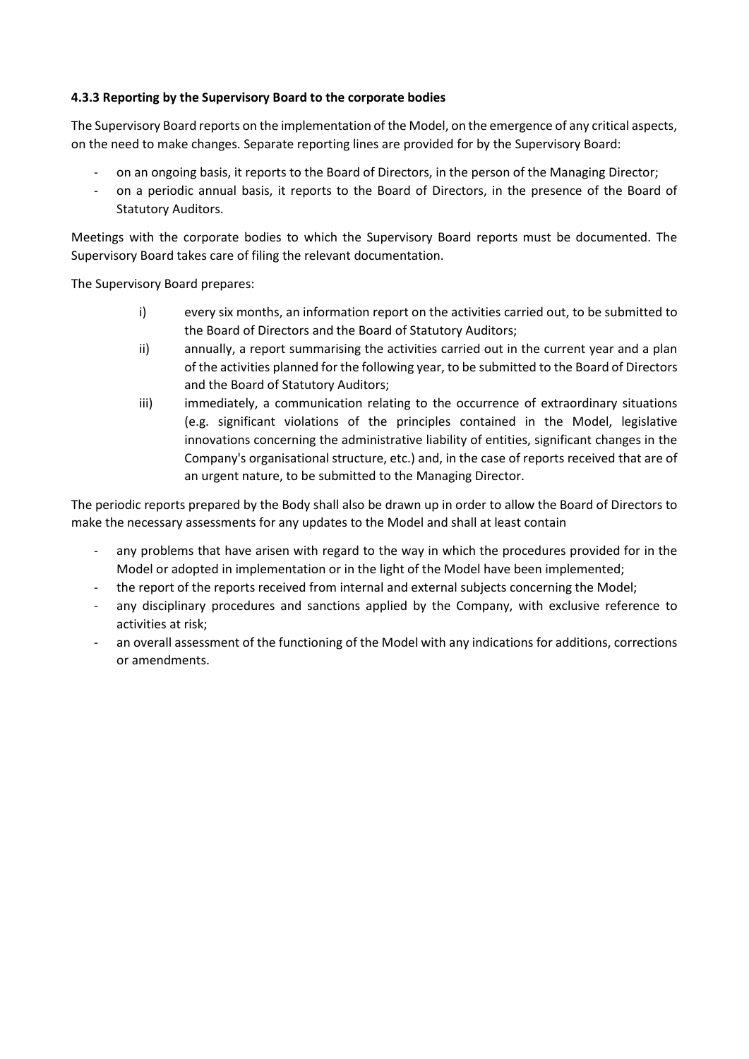#### 4.3.3 Reporting by the Supervisory Board to the corporate bodies

The Supervisory Board reports on the implementation of the Model, on the emergence of any critical aspects, on the need to make changes. Separate reporting lines are provided for by the Supervisory Board:

- on an ongoing basis, it reports to the Board of Directors, in the person of the Managing Director;
- on a periodic annual basis, it reports to the Board of Directors, in the presence of the Board of Statutory Auditors.

Meetings with the corporate bodies to which the Supervisory Board reports must be documented. The Supervisory Board takes care of filing the relevant documentation.

The Supervisory Board prepares:

i) every six months, an information report on the activities carried out, to be submitted to the Board of Directors and the Board of Statutory Auditors;

ii) annually, a report summarising the activities carried out in the current year and a plan of the activities planned for the following year, to be submitted to the Board of Directors and the Board of Statutory Auditors;

iii) immediately, a communication relating to the occurrence of extraordinary situations (e.g. significant violations of the principles contained in the Model, legislative innovations concerning the administrative liability of entities, significant changes in the Company's organisational structure, etc.) and, in the case of reports received that are of an urgent nature, to be submitted to the Managing Director.

The periodic reports prepared by the Body shall also be drawn up in order to allow the Board of Directors to make the necessary assessments for any updates to the Model and shall at least contain

- any problems that have arisen with regard to the way in which the procedures provided for in the Model or adopted in implementation or in the light of the Model have been implemented;
- the report of the reports received from internal and external subjects concerning the Model;
- any disciplinary procedures and sanctions applied by the Company, with exclusive reference to activities at risk;
- an overall assessment of the functioning of the Model with any indications for additions, corrections or amendments.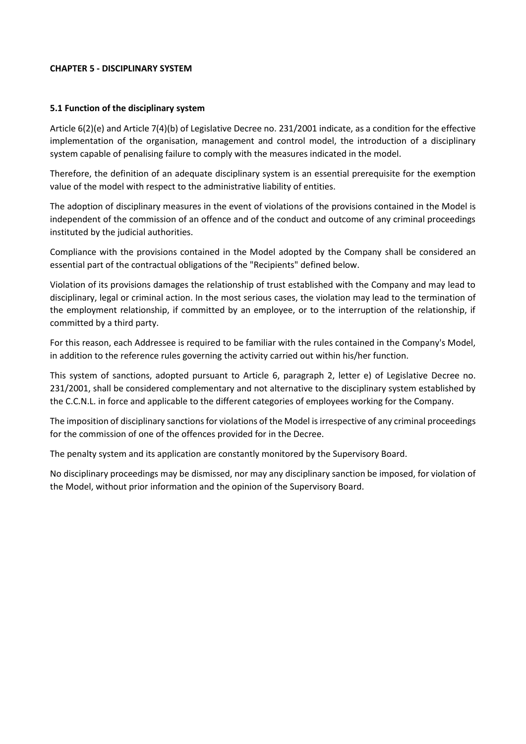## CHAPTER 5 - DISCIPLINARY SYSTEM

### 5.1 Function of the disciplinary system

Article 6(2)(e) and Article 7(4)(b) of Legislative Decree no. 231/2001 indicate, as a condition for the effective implementation of the organisation, management and control model, the introduction of a disciplinary system capable of penalising failure to comply with the measures indicated in the model.

Therefore, the definition of an adequate disciplinary system is an essential prerequisite for the exemption value of the model with respect to the administrative liability of entities.

The adoption of disciplinary measures in the event of violations of the provisions contained in the Model is independent of the commission of an offence and of the conduct and outcome of any criminal proceedings instituted by the judicial authorities.

Compliance with the provisions contained in the Model adopted by the Company shall be considered an essential part of the contractual obligations of the "Recipients" defined below.

Violation of its provisions damages the relationship of trust established with the Company and may lead to disciplinary, legal or criminal action. In the most serious cases, the violation may lead to the termination of the employment relationship, if committed by an employee, or to the interruption of the relationship, if committed by a third party.

For this reason, each Addressee is required to be familiar with the rules contained in the Company's Model, in addition to the reference rules governing the activity carried out within his/her function.

This system of sanctions, adopted pursuant to Article 6, paragraph 2, letter e) of Legislative Decree no. 231/2001, shall be considered complementary and not alternative to the disciplinary system established by the C.C.N.L. in force and applicable to the different categories of employees working for the Company.

The imposition of disciplinary sanctions for violations of the Model is irrespective of any criminal proceedings for the commission of one of the offences provided for in the Decree.

The penalty system and its application are constantly monitored by the Supervisory Board.

No disciplinary proceedings may be dismissed, nor may any disciplinary sanction be imposed, for violation of the Model, without prior information and the opinion of the Supervisory Board.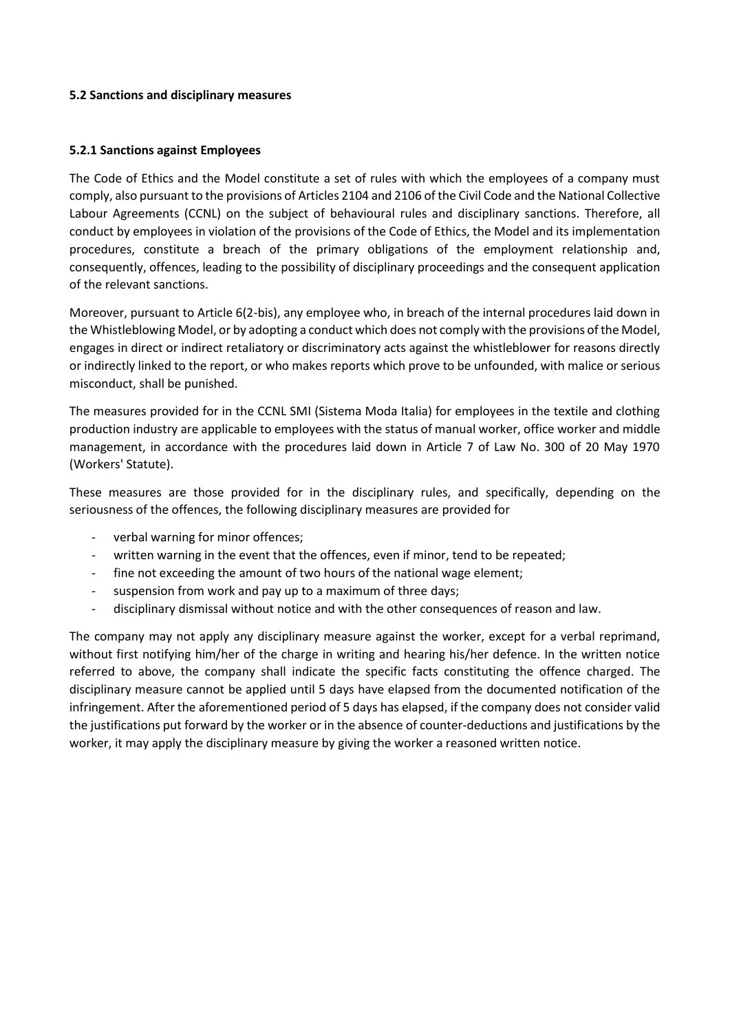### 5.2 Sanctions and disciplinary measures

#### 5.2.1 Sanctions against Employees

The Code of Ethics and the Model constitute a set of rules with which the employees of a company must comply, also pursuant to the provisions of Articles 2104 and 2106 of the Civil Code and the National Collective Labour Agreements (CCNL) on the subject of behavioural rules and disciplinary sanctions. Therefore, all conduct by employees in violation of the provisions of the Code of Ethics, the Model and its implementation procedures, constitute a breach of the primary obligations of the employment relationship and, consequently, offences, leading to the possibility of disciplinary proceedings and the consequent application of the relevant sanctions.

Moreover, pursuant to Article 6(2-bis), any employee who, in breach of the internal procedures laid down in the Whistleblowing Model, or by adopting a conduct which does not comply with the provisions of the Model, engages in direct or indirect retaliatory or discriminatory acts against the whistleblower for reasons directly or indirectly linked to the report, or who makes reports which prove to be unfounded, with malice or serious misconduct, shall be punished.

The measures provided for in the CCNL SMI (Sistema Moda Italia) for employees in the textile and clothing production industry are applicable to employees with the status of manual worker, office worker and middle management, in accordance with the procedures laid down in Article 7 of Law No. 300 of 20 May 1970 (Workers' Statute).

These measures are those provided for in the disciplinary rules, and specifically, depending on the seriousness of the offences, the following disciplinary measures are provided for

- verbal warning for minor offences;
- written warning in the event that the offences, even if minor, tend to be repeated;
- fine not exceeding the amount of two hours of the national wage element;
- suspension from work and pay up to a maximum of three days;
- disciplinary dismissal without notice and with the other consequences of reason and law.

The company may not apply any disciplinary measure against the worker, except for a verbal reprimand, without first notifying him/her of the charge in writing and hearing his/her defence. In the written notice referred to above, the company shall indicate the specific facts constituting the offence charged. The disciplinary measure cannot be applied until 5 days have elapsed from the documented notification of the infringement. After the aforementioned period of 5 days has elapsed, if the company does not consider valid the justifications put forward by the worker or in the absence of counter-deductions and justifications by the worker, it may apply the disciplinary measure by giving the worker a reasoned written notice.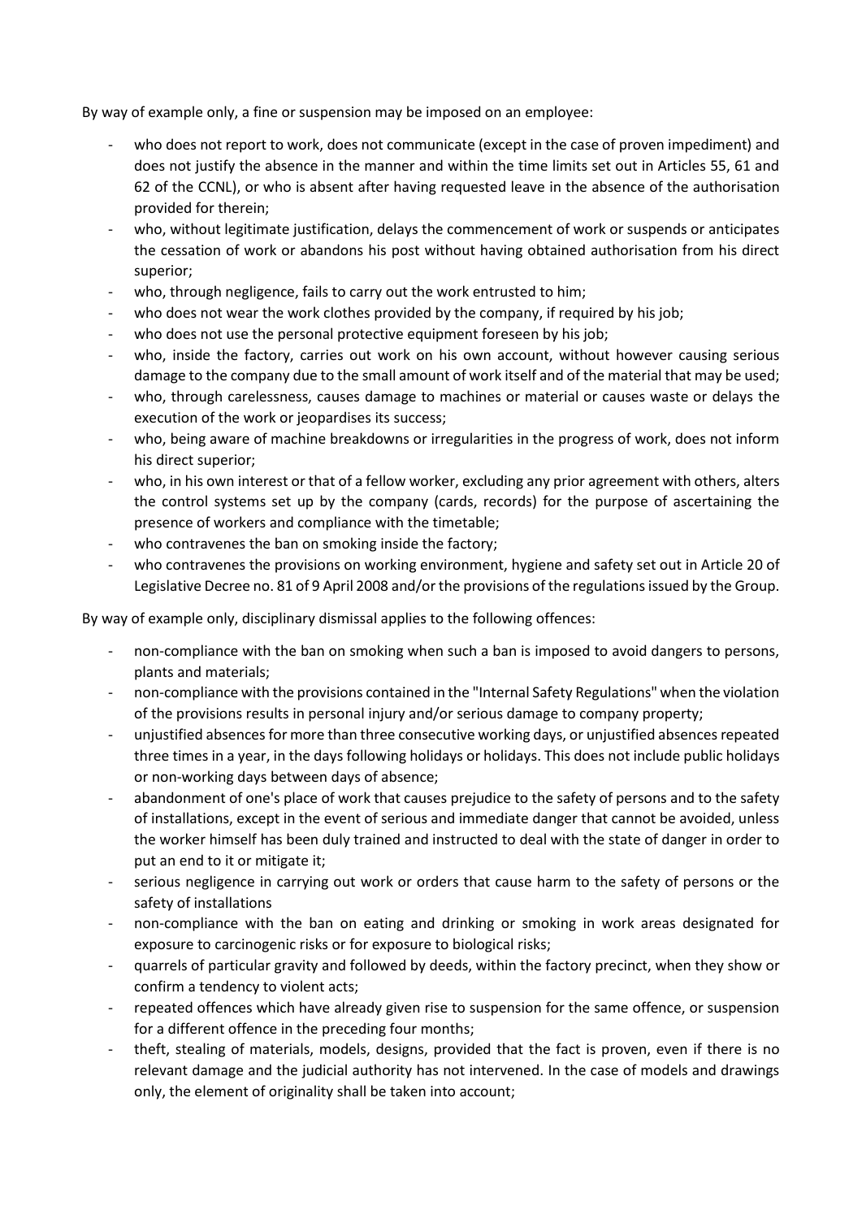By way of example only, a fine or suspension may be imposed on an employee:

- who does not report to work, does not communicate (except in the case of proven impediment) and does not justify the absence in the manner and within the time limits set out in Articles 55, 61 and 62 of the CCNL), or who is absent after having requested leave in the absence of the authorisation provided for therein;
- who, without legitimate justification, delays the commencement of work or suspends or anticipates the cessation of work or abandons his post without having obtained authorisation from his direct superior;
- who, through negligence, fails to carry out the work entrusted to him;
- who does not wear the work clothes provided by the company, if required by his job;
- who does not use the personal protective equipment foreseen by his job;
- who, inside the factory, carries out work on his own account, without however causing serious damage to the company due to the small amount of work itself and of the material that may be used;
- who, through carelessness, causes damage to machines or material or causes waste or delays the execution of the work or jeopardises its success;
- who, being aware of machine breakdowns or irregularities in the progress of work, does not inform his direct superior;
- who, in his own interest or that of a fellow worker, excluding any prior agreement with others, alters the control systems set up by the company (cards, records) for the purpose of ascertaining the presence of workers and compliance with the timetable;
- who contravenes the ban on smoking inside the factory;
- who contravenes the provisions on working environment, hygiene and safety set out in Article 20 of Legislative Decree no. 81 of 9 April 2008 and/or the provisions of the regulations issued by the Group.

By way of example only, disciplinary dismissal applies to the following offences:

- non-compliance with the ban on smoking when such a ban is imposed to avoid dangers to persons, plants and materials;
- non-compliance with the provisions contained in the "Internal Safety Regulations" when the violation of the provisions results in personal injury and/or serious damage to company property;
- unjustified absences for more than three consecutive working days, or unjustified absences repeated three times in a year, in the days following holidays or holidays. This does not include public holidays or non-working days between days of absence;
- abandonment of one's place of work that causes prejudice to the safety of persons and to the safety of installations, except in the event of serious and immediate danger that cannot be avoided, unless the worker himself has been duly trained and instructed to deal with the state of danger in order to put an end to it or mitigate it;
- serious negligence in carrying out work or orders that cause harm to the safety of persons or the safety of installations
- non-compliance with the ban on eating and drinking or smoking in work areas designated for exposure to carcinogenic risks or for exposure to biological risks;
- quarrels of particular gravity and followed by deeds, within the factory precinct, when they show or confirm a tendency to violent acts;
- repeated offences which have already given rise to suspension for the same offence, or suspension for a different offence in the preceding four months;
- theft, stealing of materials, models, designs, provided that the fact is proven, even if there is no relevant damage and the judicial authority has not intervened. In the case of models and drawings only, the element of originality shall be taken into account;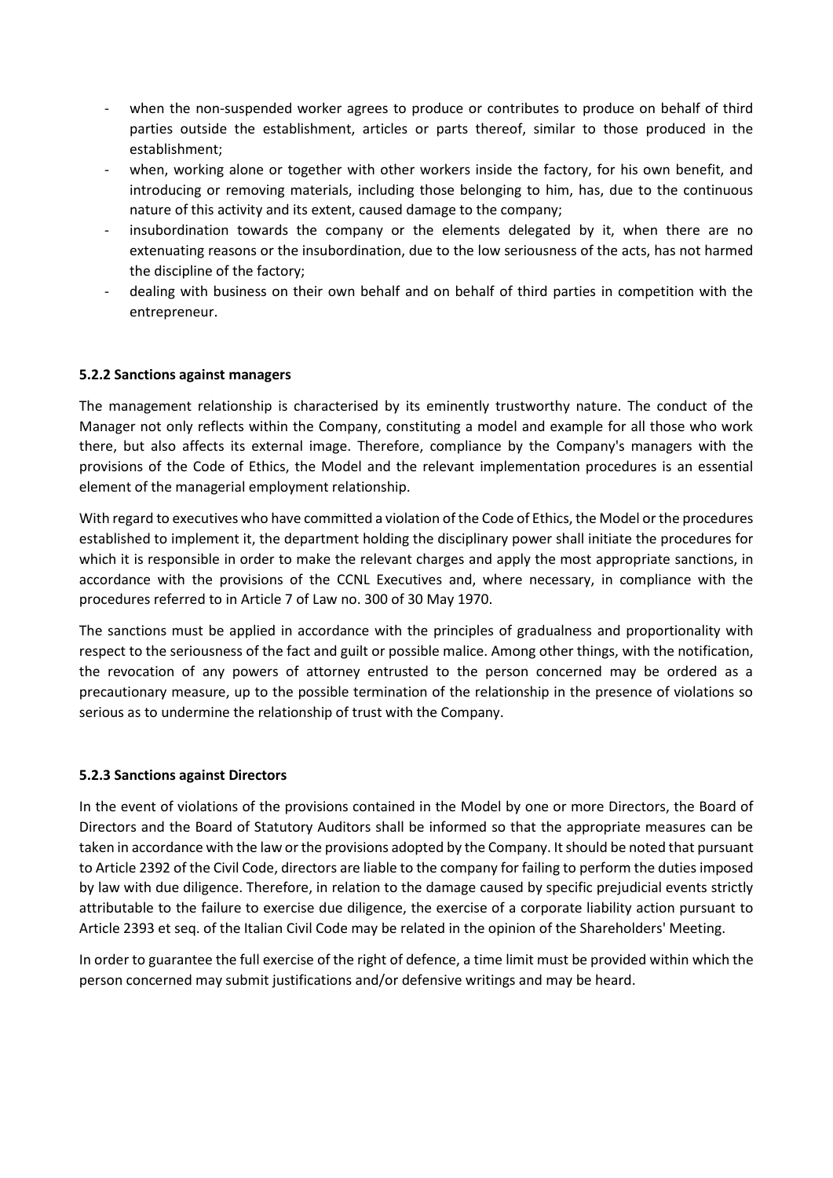- when the non-suspended worker agrees to produce or contributes to produce on behalf of third parties outside the establishment, articles or parts thereof, similar to those produced in the establishment;
- when, working alone or together with other workers inside the factory, for his own benefit, and introducing or removing materials, including those belonging to him, has, due to the continuous nature of this activity and its extent, caused damage to the company;
- insubordination towards the company or the elements delegated by it, when there are no extenuating reasons or the insubordination, due to the low seriousness of the acts, has not harmed the discipline of the factory;
- dealing with business on their own behalf and on behalf of third parties in competition with the entrepreneur.

### 5.2.2 Sanctions against managers

The management relationship is characterised by its eminently trustworthy nature. The conduct of the Manager not only reflects within the Company, constituting a model and example for all those who work there, but also affects its external image. Therefore, compliance by the Company's managers with the provisions of the Code of Ethics, the Model and the relevant implementation procedures is an essential element of the managerial employment relationship.

With regard to executives who have committed a violation of the Code of Ethics, the Model or the procedures established to implement it, the department holding the disciplinary power shall initiate the procedures for which it is responsible in order to make the relevant charges and apply the most appropriate sanctions, in accordance with the provisions of the CCNL Executives and, where necessary, in compliance with the procedures referred to in Article 7 of Law no. 300 of 30 May 1970.

The sanctions must be applied in accordance with the principles of gradualness and proportionality with respect to the seriousness of the fact and guilt or possible malice. Among other things, with the notification, the revocation of any powers of attorney entrusted to the person concerned may be ordered as a precautionary measure, up to the possible termination of the relationship in the presence of violations so serious as to undermine the relationship of trust with the Company.

### 5.2.3 Sanctions against Directors

In the event of violations of the provisions contained in the Model by one or more Directors, the Board of Directors and the Board of Statutory Auditors shall be informed so that the appropriate measures can be taken in accordance with the law or the provisions adopted by the Company. It should be noted that pursuant to Article 2392 of the Civil Code, directors are liable to the company for failing to perform the duties imposed by law with due diligence. Therefore, in relation to the damage caused by specific prejudicial events strictly attributable to the failure to exercise due diligence, the exercise of a corporate liability action pursuant to Article 2393 et seq. of the Italian Civil Code may be related in the opinion of the Shareholders' Meeting.

In order to guarantee the full exercise of the right of defence, a time limit must be provided within which the person concerned may submit justifications and/or defensive writings and may be heard.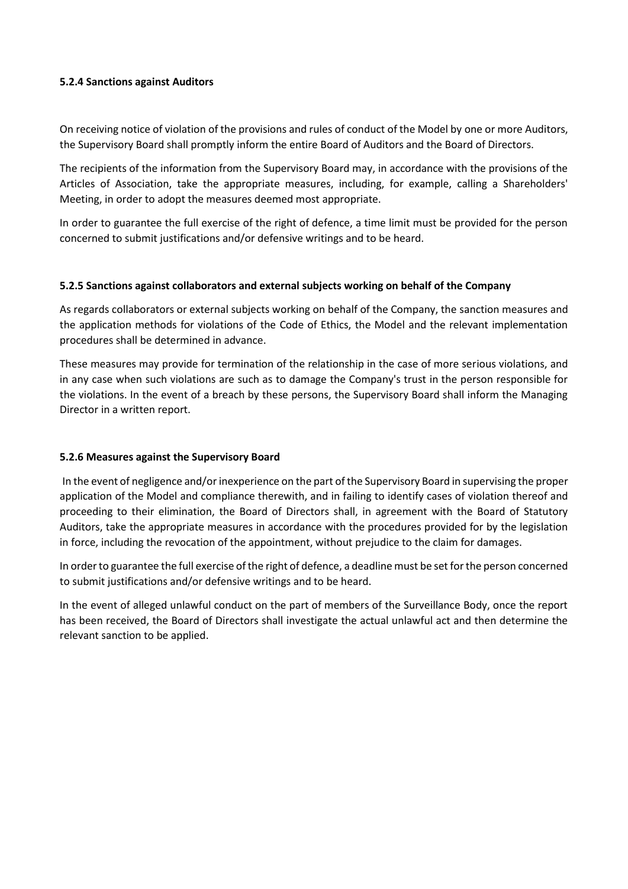#### 5.2.4 Sanctions against Auditors

On receiving notice of violation of the provisions and rules of conduct of the Model by one or more Auditors, the Supervisory Board shall promptly inform the entire Board of Auditors and the Board of Directors.

The recipients of the information from the Supervisory Board may, in accordance with the provisions of the Articles of Association, take the appropriate measures, including, for example, calling a Shareholders' Meeting, in order to adopt the measures deemed most appropriate.

In order to guarantee the full exercise of the right of defence, a time limit must be provided for the person concerned to submit justifications and/or defensive writings and to be heard.

#### 5.2.5 Sanctions against collaborators and external subjects working on behalf of the Company

As regards collaborators or external subjects working on behalf of the Company, the sanction measures and the application methods for violations of the Code of Ethics, the Model and the relevant implementation procedures shall be determined in advance.

These measures may provide for termination of the relationship in the case of more serious violations, and in any case when such violations are such as to damage the Company's trust in the person responsible for the violations. In the event of a breach by these persons, the Supervisory Board shall inform the Managing Director in a written report.

#### 5.2.6 Measures against the Supervisory Board

In the event of negligence and/or inexperience on the part of the Supervisory Board in supervising the proper application of the Model and compliance therewith, and in failing to identify cases of violation thereof and proceeding to their elimination, the Board of Directors shall, in agreement with the Board of Statutory Auditors, take the appropriate measures in accordance with the procedures provided for by the legislation in force, including the revocation of the appointment, without prejudice to the claim for damages.

In order to guarantee the full exercise of the right of defence, a deadline must be set for the person concerned to submit justifications and/or defensive writings and to be heard.

In the event of alleged unlawful conduct on the part of members of the Surveillance Body, once the report has been received, the Board of Directors shall investigate the actual unlawful act and then determine the relevant sanction to be applied.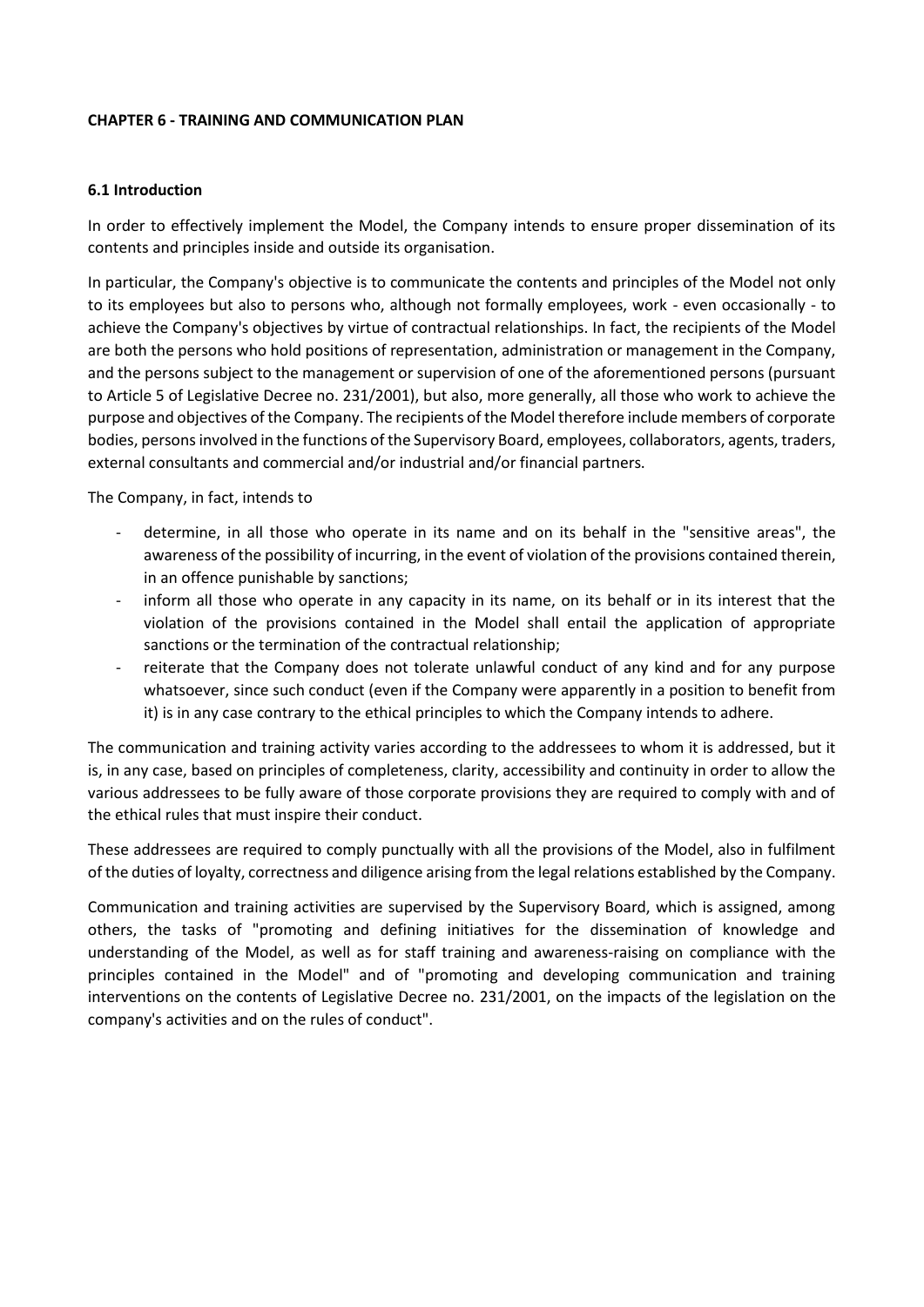## CHAPTER 6 - TRAINING AND COMMUNICATION PLAN

### 6.1 Introduction

In order to effectively implement the Model, the Company intends to ensure proper dissemination of its contents and principles inside and outside its organisation.

In particular, the Company's objective is to communicate the contents and principles of the Model not only to its employees but also to persons who, although not formally employees, work - even occasionally - to achieve the Company's objectives by virtue of contractual relationships. In fact, the recipients of the Model are both the persons who hold positions of representation, administration or management in the Company, and the persons subject to the management or supervision of one of the aforementioned persons (pursuant to Article 5 of Legislative Decree no. 231/2001), but also, more generally, all those who work to achieve the purpose and objectives of the Company. The recipients of the Model therefore include members of corporate bodies, persons involved in the functions of the Supervisory Board, employees, collaborators, agents, traders, external consultants and commercial and/or industrial and/or financial partners.

The Company, in fact, intends to

- determine, in all those who operate in its name and on its behalf in the "sensitive areas", the awareness of the possibility of incurring, in the event of violation of the provisions contained therein, in an offence punishable by sanctions;
- inform all those who operate in any capacity in its name, on its behalf or in its interest that the violation of the provisions contained in the Model shall entail the application of appropriate sanctions or the termination of the contractual relationship;
- reiterate that the Company does not tolerate unlawful conduct of any kind and for any purpose whatsoever, since such conduct (even if the Company were apparently in a position to benefit from it) is in any case contrary to the ethical principles to which the Company intends to adhere.

The communication and training activity varies according to the addressees to whom it is addressed, but it is, in any case, based on principles of completeness, clarity, accessibility and continuity in order to allow the various addressees to be fully aware of those corporate provisions they are required to comply with and of the ethical rules that must inspire their conduct.

These addressees are required to comply punctually with all the provisions of the Model, also in fulfilment of the duties of loyalty, correctness and diligence arising from the legal relations established by the Company.

Communication and training activities are supervised by the Supervisory Board, which is assigned, among others, the tasks of "promoting and defining initiatives for the dissemination of knowledge and understanding of the Model, as well as for staff training and awareness-raising on compliance with the principles contained in the Model" and of "promoting and developing communication and training interventions on the contents of Legislative Decree no. 231/2001, on the impacts of the legislation on the company's activities and on the rules of conduct".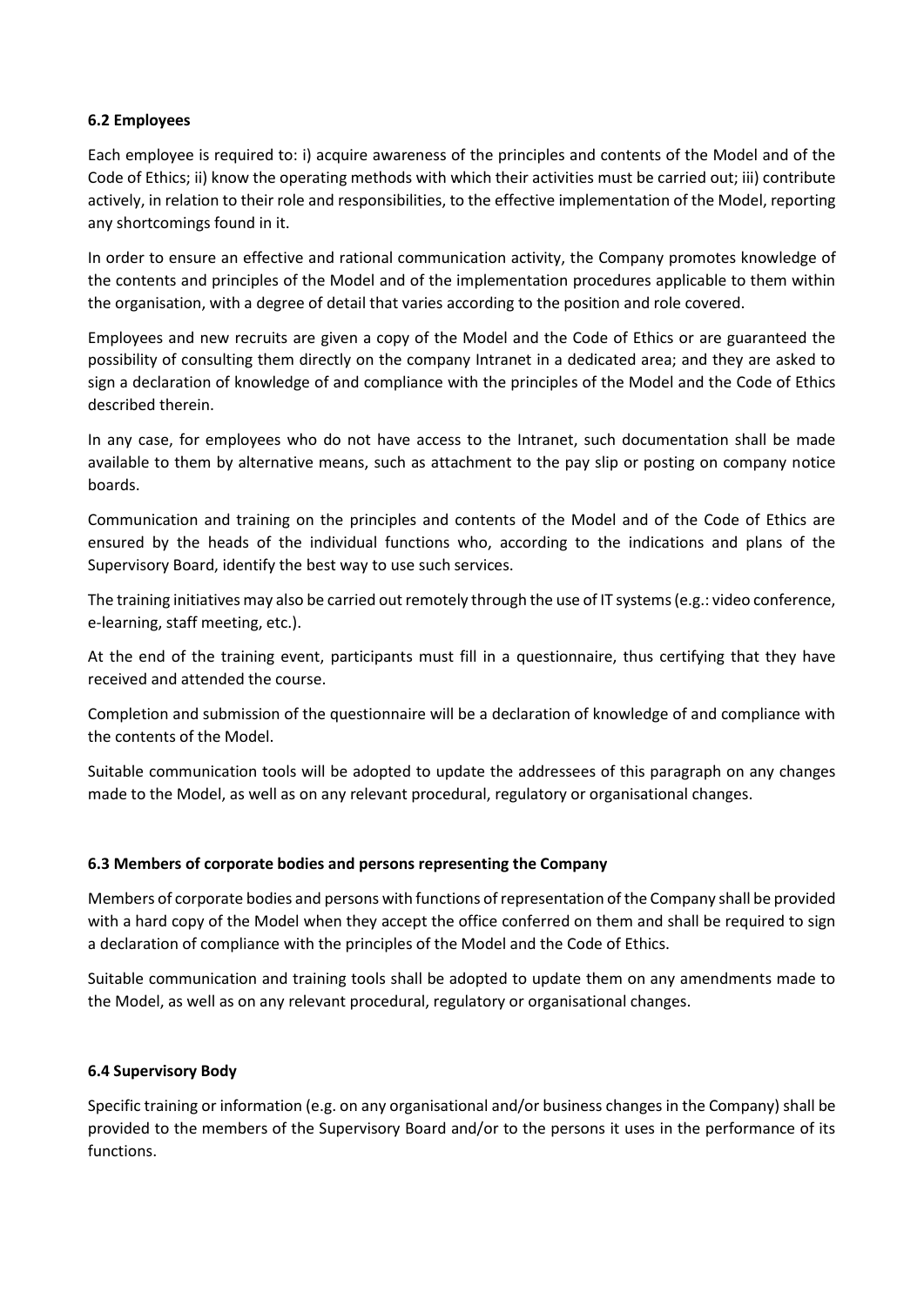### 6.2 Employees

Each employee is required to: i) acquire awareness of the principles and contents of the Model and of the Code of Ethics; ii) know the operating methods with which their activities must be carried out; iii) contribute actively, in relation to their role and responsibilities, to the effective implementation of the Model, reporting any shortcomings found in it.

In order to ensure an effective and rational communication activity, the Company promotes knowledge of the contents and principles of the Model and of the implementation procedures applicable to them within the organisation, with a degree of detail that varies according to the position and role covered.

Employees and new recruits are given a copy of the Model and the Code of Ethics or are guaranteed the possibility of consulting them directly on the company Intranet in a dedicated area; and they are asked to sign a declaration of knowledge of and compliance with the principles of the Model and the Code of Ethics described therein.

In any case, for employees who do not have access to the Intranet, such documentation shall be made available to them by alternative means, such as attachment to the pay slip or posting on company notice boards.

Communication and training on the principles and contents of the Model and of the Code of Ethics are ensured by the heads of the individual functions who, according to the indications and plans of the Supervisory Board, identify the best way to use such services.

The training initiatives may also be carried out remotely through the use of IT systems (e.g.: video conference, e-learning, staff meeting, etc.).

At the end of the training event, participants must fill in a questionnaire, thus certifying that they have received and attended the course.

Completion and submission of the questionnaire will be a declaration of knowledge of and compliance with the contents of the Model.

Suitable communication tools will be adopted to update the addressees of this paragraph on any changes made to the Model, as well as on any relevant procedural, regulatory or organisational changes.

### 6.3 Members of corporate bodies and persons representing the Company

Members of corporate bodies and persons with functions of representation of the Company shall be provided with a hard copy of the Model when they accept the office conferred on them and shall be required to sign a declaration of compliance with the principles of the Model and the Code of Ethics.

Suitable communication and training tools shall be adopted to update them on any amendments made to the Model, as well as on any relevant procedural, regulatory or organisational changes.

### 6.4 Supervisory Body

Specific training or information (e.g. on any organisational and/or business changes in the Company) shall be provided to the members of the Supervisory Board and/or to the persons it uses in the performance of its functions.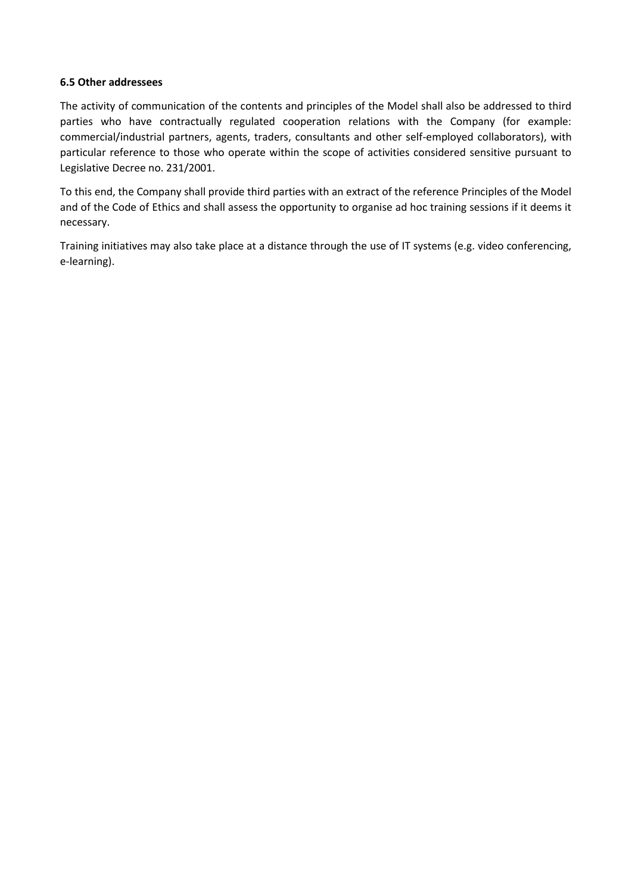### 6.5 Other addressees

The activity of communication of the contents and principles of the Model shall also be addressed to third parties who have contractually regulated cooperation relations with the Company (for example: commercial/industrial partners, agents, traders, consultants and other self-employed collaborators), with particular reference to those who operate within the scope of activities considered sensitive pursuant to Legislative Decree no. 231/2001.

To this end, the Company shall provide third parties with an extract of the reference Principles of the Model and of the Code of Ethics and shall assess the opportunity to organise ad hoc training sessions if it deems it necessary.

Training initiatives may also take place at a distance through the use of IT systems (e.g. video conferencing, e-learning).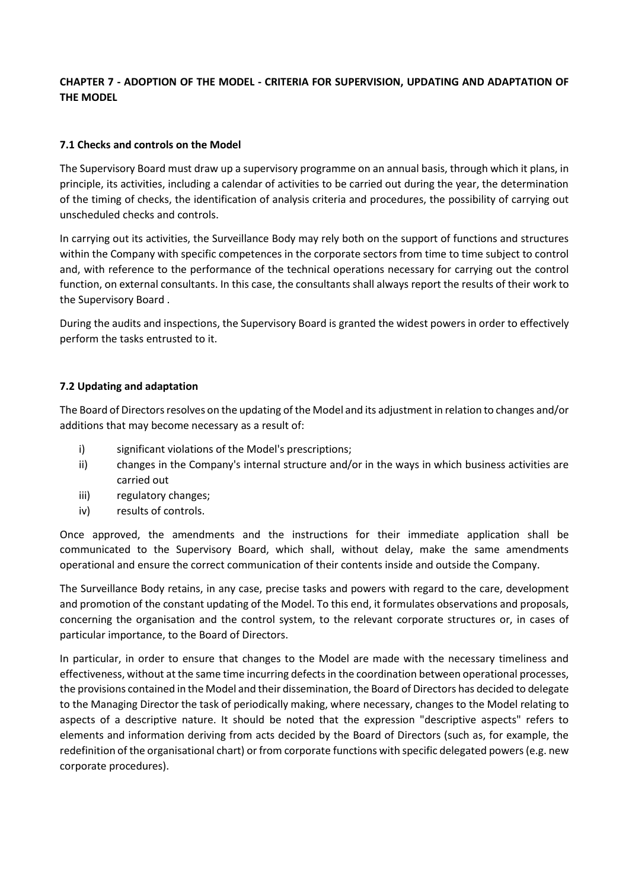## CHAPTER 7 - ADOPTION OF THE MODEL - CRITERIA FOR SUPERVISION, UPDATING AND ADAPTATION OF THE MODEL

### 7.1 Checks and controls on the Model

The Supervisory Board must draw up a supervisory programme on an annual basis, through which it plans, in principle, its activities, including a calendar of activities to be carried out during the year, the determination of the timing of checks, the identification of analysis criteria and procedures, the possibility of carrying out unscheduled checks and controls.

In carrying out its activities, the Surveillance Body may rely both on the support of functions and structures within the Company with specific competences in the corporate sectors from time to time subject to control and, with reference to the performance of the technical operations necessary for carrying out the control function, on external consultants. In this case, the consultants shall always report the results of their work to the Supervisory Board .

During the audits and inspections, the Supervisory Board is granted the widest powers in order to effectively perform the tasks entrusted to it.

### 7.2 Updating and adaptation

The Board of Directors resolves on the updating of the Model and its adjustment in relation to changes and/or additions that may become necessary as a result of:

- i) significant violations of the Model's prescriptions;
- ii) changes in the Company's internal structure and/or in the ways in which business activities are carried out
- iii) regulatory changes;
- iv) results of controls.

Once approved, the amendments and the instructions for their immediate application shall be communicated to the Supervisory Board, which shall, without delay, make the same amendments operational and ensure the correct communication of their contents inside and outside the Company.

The Surveillance Body retains, in any case, precise tasks and powers with regard to the care, development and promotion of the constant updating of the Model. To this end, it formulates observations and proposals, concerning the organisation and the control system, to the relevant corporate structures or, in cases of particular importance, to the Board of Directors.

In particular, in order to ensure that changes to the Model are made with the necessary timeliness and effectiveness, without at the same time incurring defects in the coordination between operational processes, the provisions contained in the Model and their dissemination, the Board of Directors has decided to delegate to the Managing Director the task of periodically making, where necessary, changes to the Model relating to aspects of a descriptive nature. It should be noted that the expression "descriptive aspects" refers to elements and information deriving from acts decided by the Board of Directors (such as, for example, the redefinition of the organisational chart) or from corporate functions with specific delegated powers (e.g. new corporate procedures).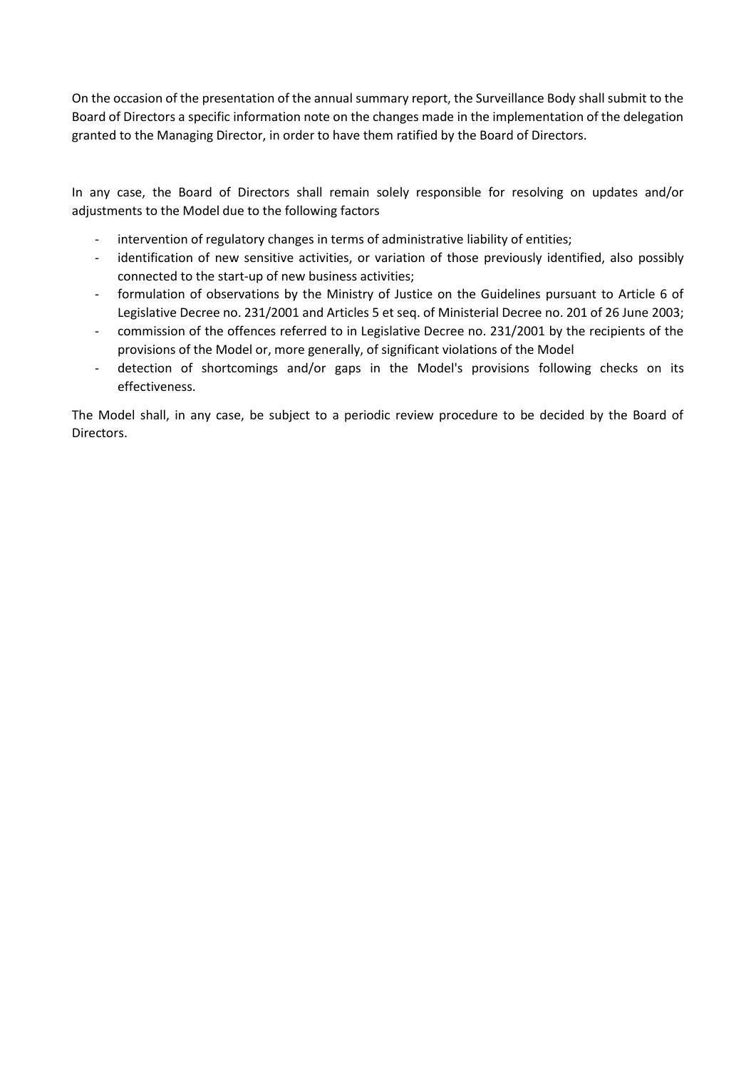On the occasion of the presentation of the annual summary report, the Surveillance Body shall submit to the Board of Directors a specific information note on the changes made in the implementation of the delegation granted to the Managing Director, in order to have them ratified by the Board of Directors.

In any case, the Board of Directors shall remain solely responsible for resolving on updates and/or adjustments to the Model due to the following factors

- intervention of regulatory changes in terms of administrative liability of entities;
- identification of new sensitive activities, or variation of those previously identified, also possibly connected to the start-up of new business activities;
- formulation of observations by the Ministry of Justice on the Guidelines pursuant to Article 6 of Legislative Decree no. 231/2001 and Articles 5 et seq. of Ministerial Decree no. 201 of 26 June 2003;
- commission of the offences referred to in Legislative Decree no. 231/2001 by the recipients of the provisions of the Model or, more generally, of significant violations of the Model
- detection of shortcomings and/or gaps in the Model's provisions following checks on its effectiveness.

The Model shall, in any case, be subject to a periodic review procedure to be decided by the Board of Directors.